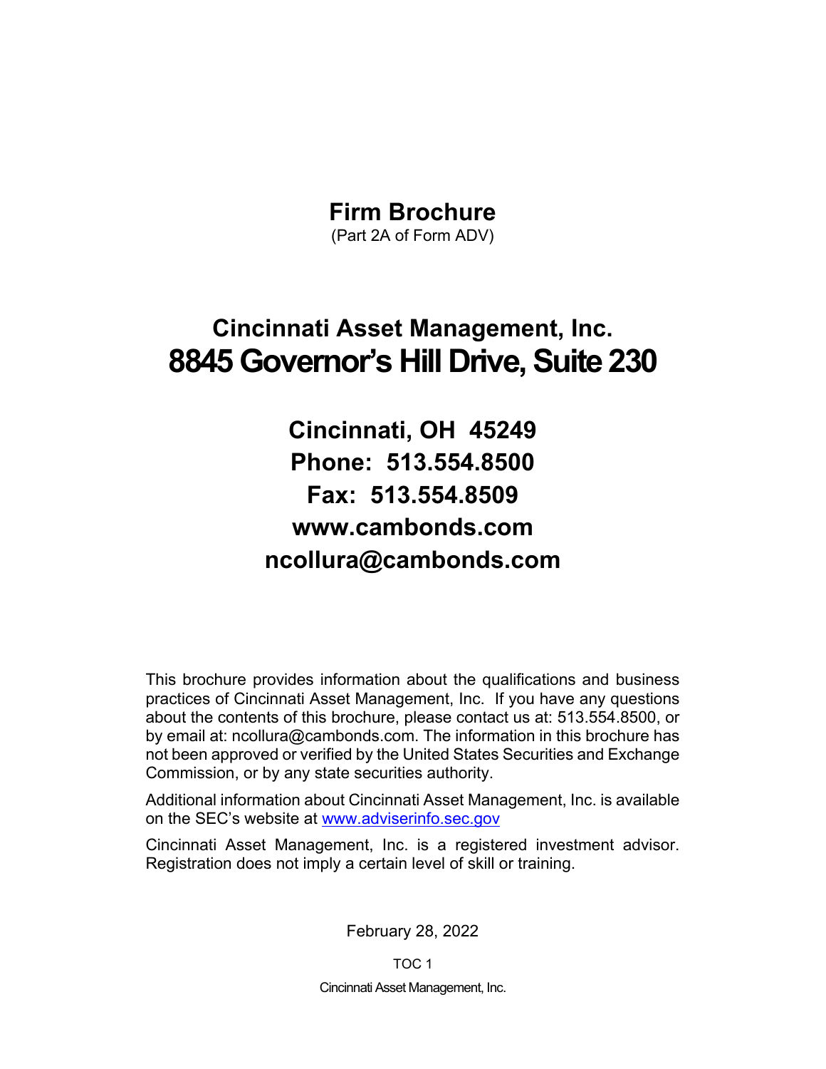# Firm Brochure

(Part 2A of Form ADV)

## Cincinnati Asset Management, Inc.

## 8845 Governor's Hill Drive, Suite 230

**Cincinnati, OH 45249**
**Phone: 513.554.8500**
**Fax: 513.554.8509**
**www.cambonds.com**
**ncollura@cambonds.com**

This brochure provides information about the qualifications and business practices of Cincinnati Asset Management, Inc. If you have any questions about the contents of this brochure, please contact us at: 513.554.8500, or by email at: ncollura@cambonds.com. The information in this brochure has not been approved or verified by the United States Securities and Exchange Commission, or by any state securities authority.

Additional information about Cincinnati Asset Management, Inc. is available on the SEC's website at [www.adviserinfo.sec.gov](http://www.adviserinfo.sec.gov)

Cincinnati Asset Management, Inc. is a registered investment advisor. Registration does not imply a certain level of skill or training.

February 28, 2022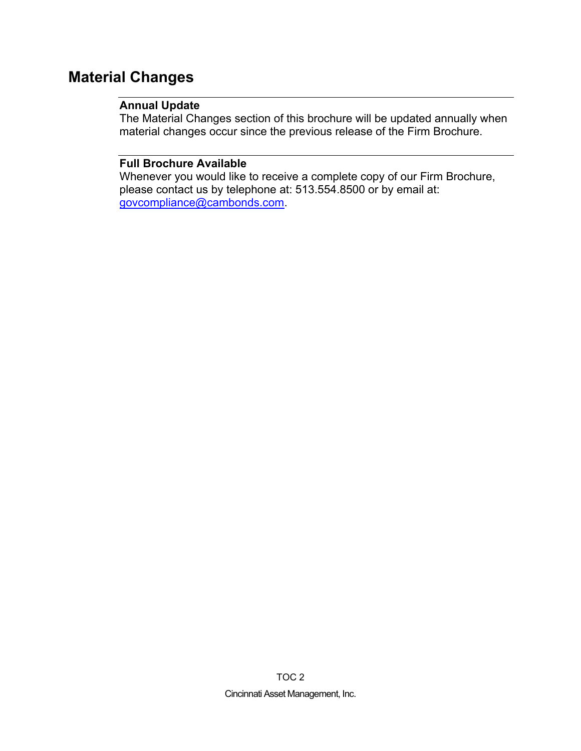## Material Changes

**Annual Update**
The Material Changes section of this brochure will be updated annually when material changes occur since the previous release of the Firm Brochure.

**Full Brochure Available**
Whenever you would like to receive a complete copy of our Firm Brochure, please contact us by telephone at: 513.554.8500 or by email at: govcompliance@cambonds.com.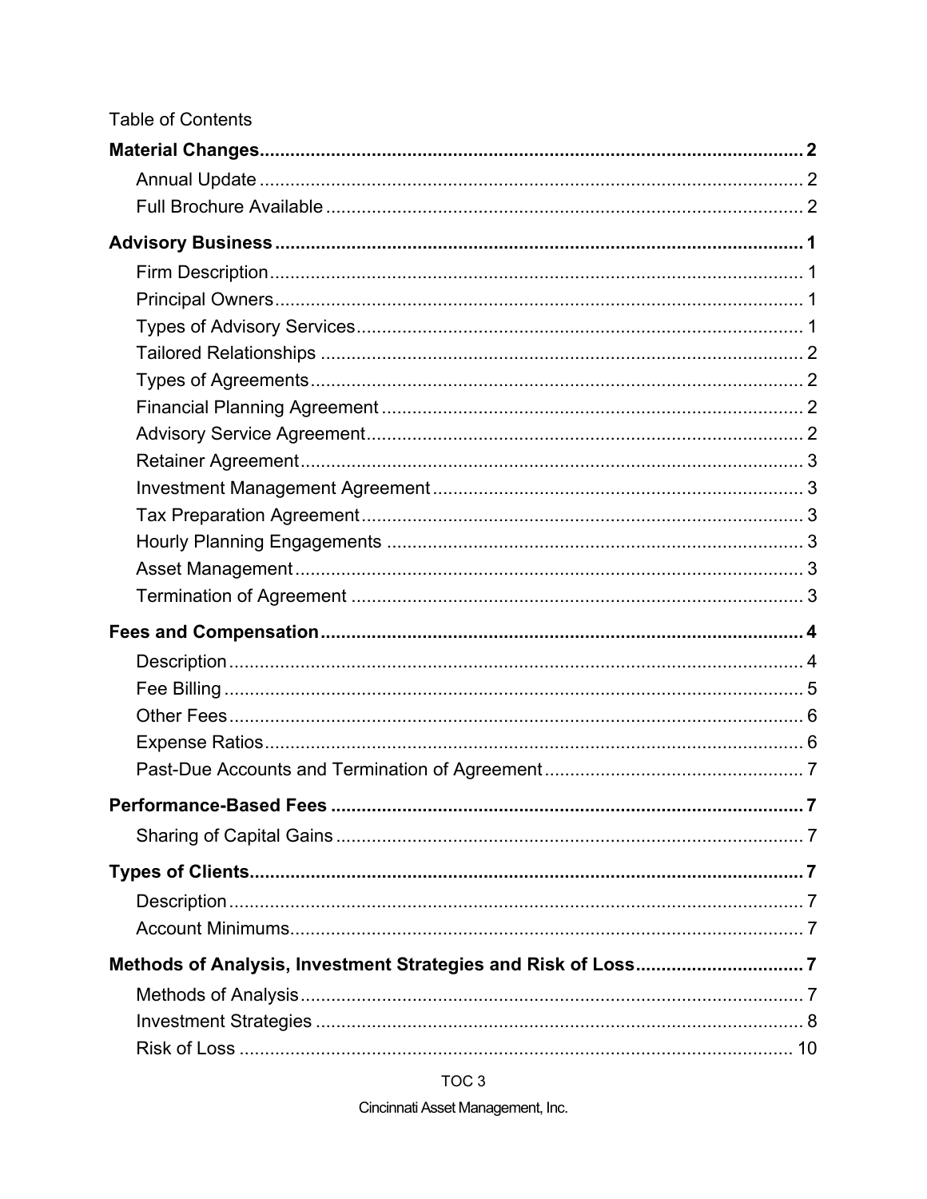Table of Contents

**Material Changes** .......... 2

- Annual Update .......... 2
- Full Brochure Available .......... 2

**Advisory Business** .......... 1

- Firm Description .......... 1
- Principal Owners .......... 1
- Types of Advisory Services .......... 1
- Tailored Relationships .......... 2
- Types of Agreements .......... 2
- Financial Planning Agreement .......... 2
- Advisory Service Agreement .......... 2
- Retainer Agreement .......... 3
- Investment Management Agreement .......... 3
- Tax Preparation Agreement .......... 3
- Hourly Planning Engagements .......... 3
- Asset Management .......... 3
- Termination of Agreement .......... 3

**Fees and Compensation** .......... 4

- Description .......... 4
- Fee Billing .......... 5
- Other Fees .......... 6
- Expense Ratios .......... 6
- Past-Due Accounts and Termination of Agreement .......... 7

**Performance-Based Fees** .......... 7

- Sharing of Capital Gains .......... 7

**Types of Clients** .......... 7

- Description .......... 7
- Account Minimums .......... 7

**Methods of Analysis, Investment Strategies and Risk of Loss** .......... 7

- Methods of Analysis .......... 7
- Investment Strategies .......... 8
- Risk of Loss .......... 10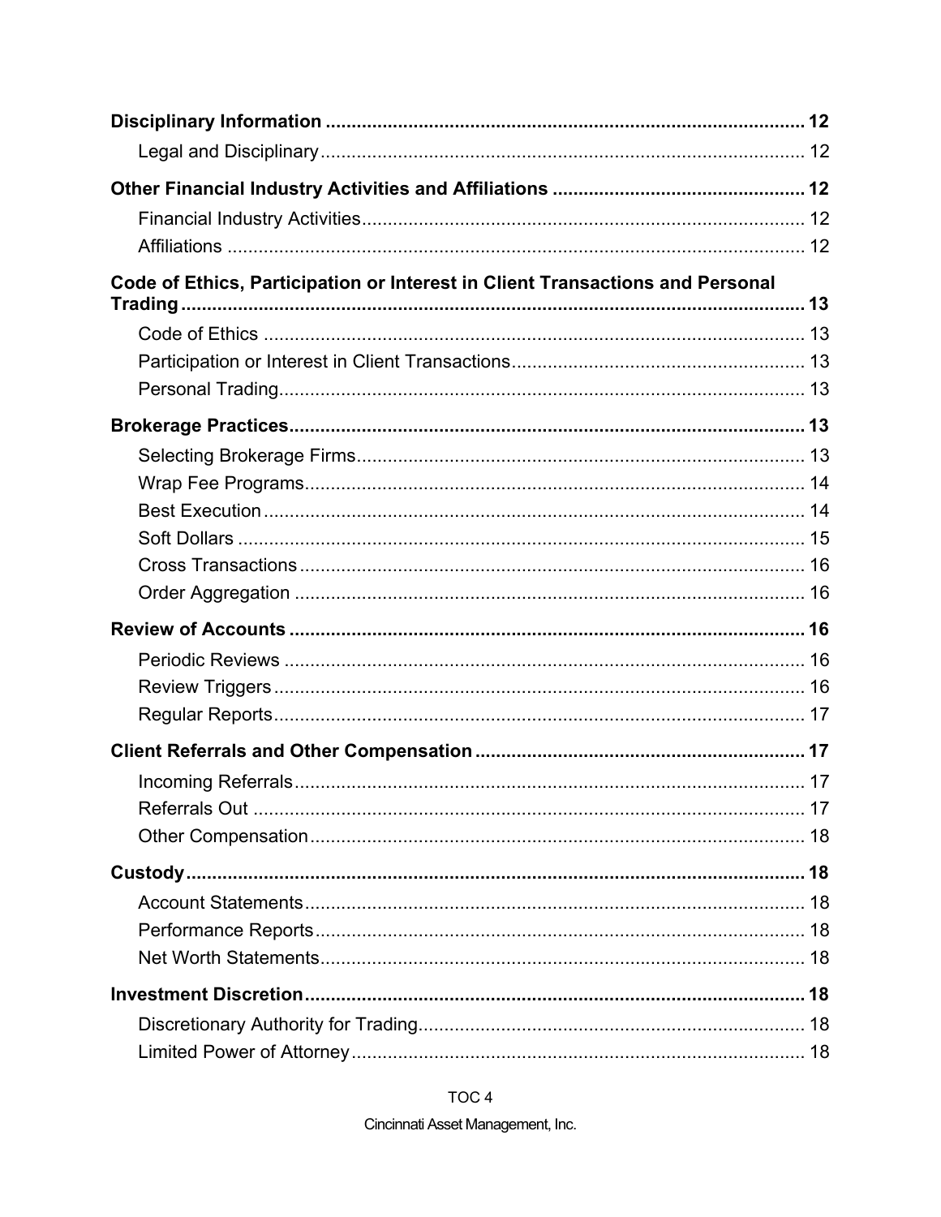**Disciplinary Information ............................................................................................ 12**

Legal and Disciplinary ............................................................................................ 12

**Other Financial Industry Activities and Affiliations ................................................ 12**

Financial Industry Activities .................................................................................... 12

Affiliations ............................................................................................................... 12

**Code of Ethics, Participation or Interest in Client Transactions and Personal Trading ...................................................................................................................... 13**

Code of Ethics ......................................................................................................... 13

Participation or Interest in Client Transactions ........................................................ 13

Personal Trading ..................................................................................................... 13

**Brokerage Practices ................................................................................................... 13**

Selecting Brokerage Firms ...................................................................................... 13

Wrap Fee Programs ................................................................................................ 14

Best Execution ........................................................................................................ 14

Soft Dollars ............................................................................................................. 15

Cross Transactions ................................................................................................. 16

Order Aggregation .................................................................................................. 16

**Review of Accounts ................................................................................................... 16**

Periodic Reviews .................................................................................................... 16

Review Triggers ...................................................................................................... 16

Regular Reports ...................................................................................................... 17

**Client Referrals and Other Compensation ............................................................... 17**

Incoming Referrals .................................................................................................. 17

Referrals Out .......................................................................................................... 17

Other Compensation ............................................................................................... 18

**Custody ...................................................................................................................... 18**

Account Statements ................................................................................................ 18

Performance Reports .............................................................................................. 18

Net Worth Statements ............................................................................................. 18

**Investment Discretion ................................................................................................ 18**

Discretionary Authority for Trading .......................................................................... 18

Limited Power of Attorney ....................................................................................... 18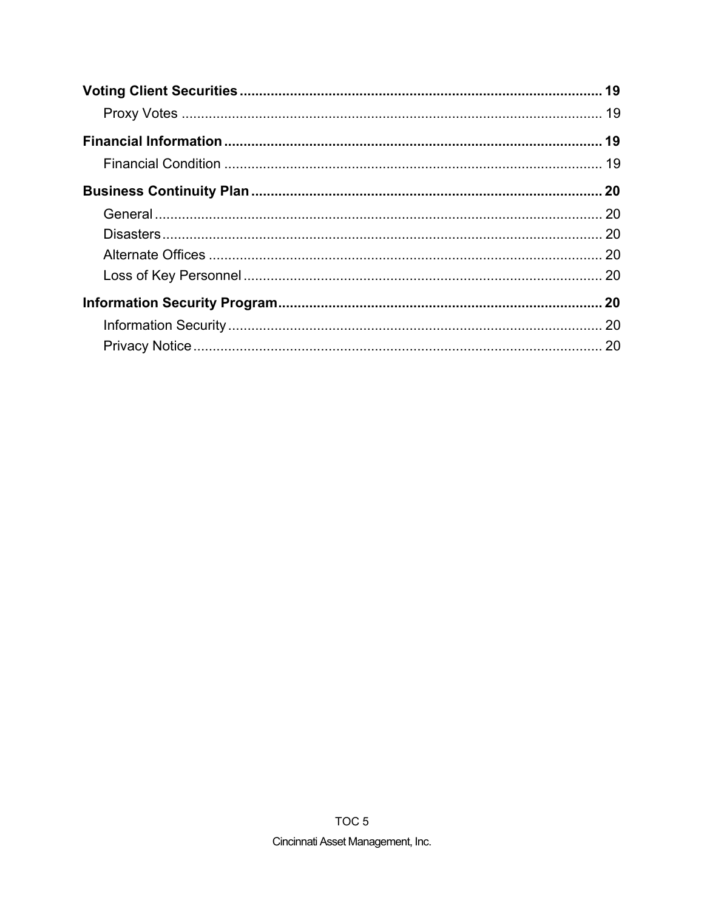**Voting Client Securities** ............................................................................................ **19**

Proxy Votes ............................................................................................................ 19

**Financial Information** .................................................................................................. **19**

Financial Condition ................................................................................................. 19

**Business Continuity Plan** .......................................................................................... **20**

General .................................................................................................................. 20

Disasters ................................................................................................................ 20

Alternate Offices .................................................................................................... 20

Loss of Key Personnel ........................................................................................... 20

**Information Security Program** .................................................................................... **20**

Information Security ............................................................................................... 20

Privacy Notice ......................................................................................................... 20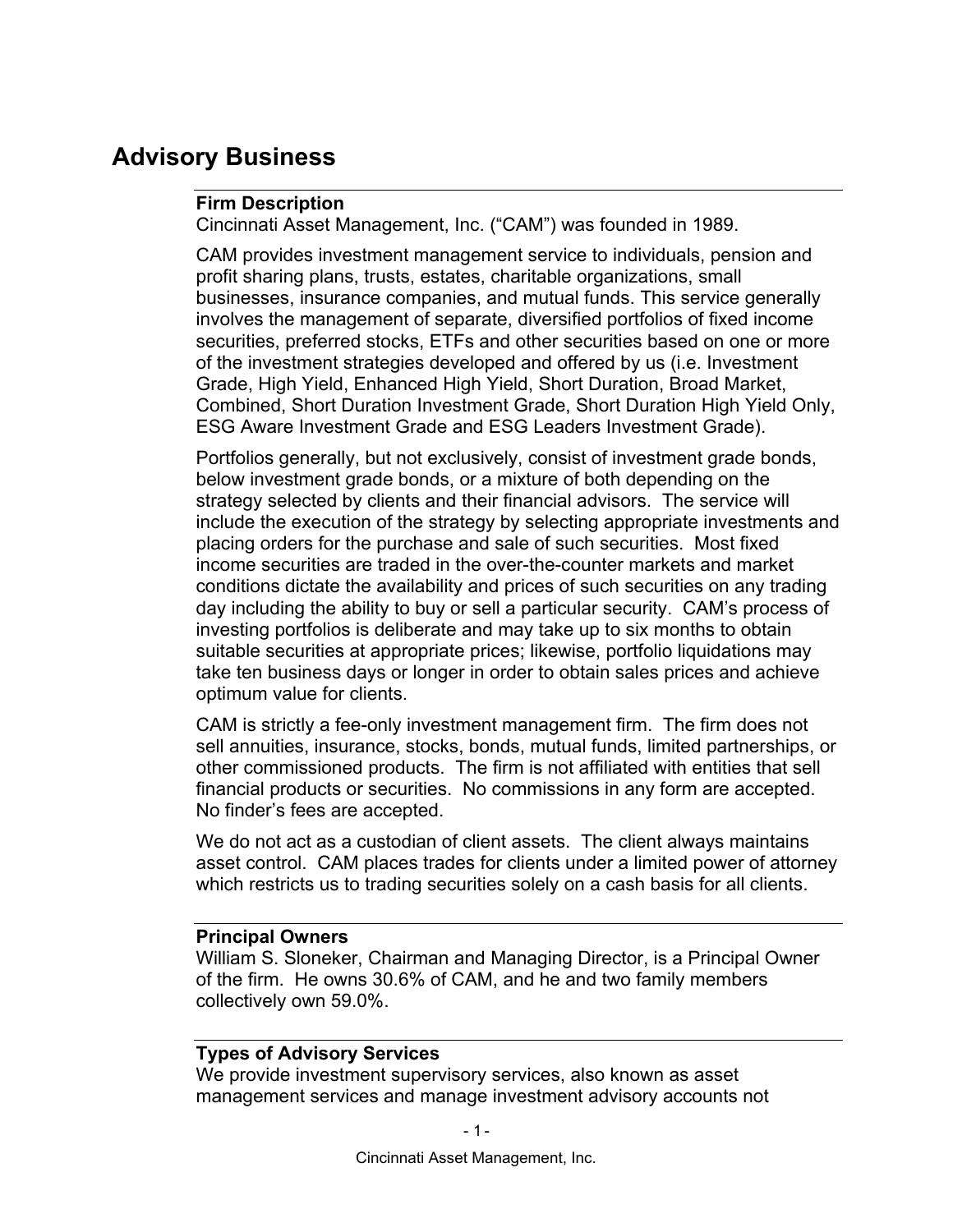# Advisory Business

**Firm Description**
Cincinnati Asset Management, Inc. ("CAM") was founded in 1989.

CAM provides investment management service to individuals, pension and profit sharing plans, trusts, estates, charitable organizations, small businesses, insurance companies, and mutual funds. This service generally involves the management of separate, diversified portfolios of fixed income securities, preferred stocks, ETFs and other securities based on one or more of the investment strategies developed and offered by us (i.e. Investment Grade, High Yield, Enhanced High Yield, Short Duration, Broad Market, Combined, Short Duration Investment Grade, Short Duration High Yield Only, ESG Aware Investment Grade and ESG Leaders Investment Grade).

Portfolios generally, but not exclusively, consist of investment grade bonds, below investment grade bonds, or a mixture of both depending on the strategy selected by clients and their financial advisors. The service will include the execution of the strategy by selecting appropriate investments and placing orders for the purchase and sale of such securities. Most fixed income securities are traded in the over-the-counter markets and market conditions dictate the availability and prices of such securities on any trading day including the ability to buy or sell a particular security. CAM's process of investing portfolios is deliberate and may take up to six months to obtain suitable securities at appropriate prices; likewise, portfolio liquidations may take ten business days or longer in order to obtain sales prices and achieve optimum value for clients.

CAM is strictly a fee-only investment management firm. The firm does not sell annuities, insurance, stocks, bonds, mutual funds, limited partnerships, or other commissioned products. The firm is not affiliated with entities that sell financial products or securities. No commissions in any form are accepted. No finder's fees are accepted.

We do not act as a custodian of client assets. The client always maintains asset control. CAM places trades for clients under a limited power of attorney which restricts us to trading securities solely on a cash basis for all clients.

**Principal Owners**
William S. Sloneker, Chairman and Managing Director, is a Principal Owner of the firm. He owns 30.6% of CAM, and he and two family members collectively own 59.0%.

**Types of Advisory Services**
We provide investment supervisory services, also known as asset management services and manage investment advisory accounts not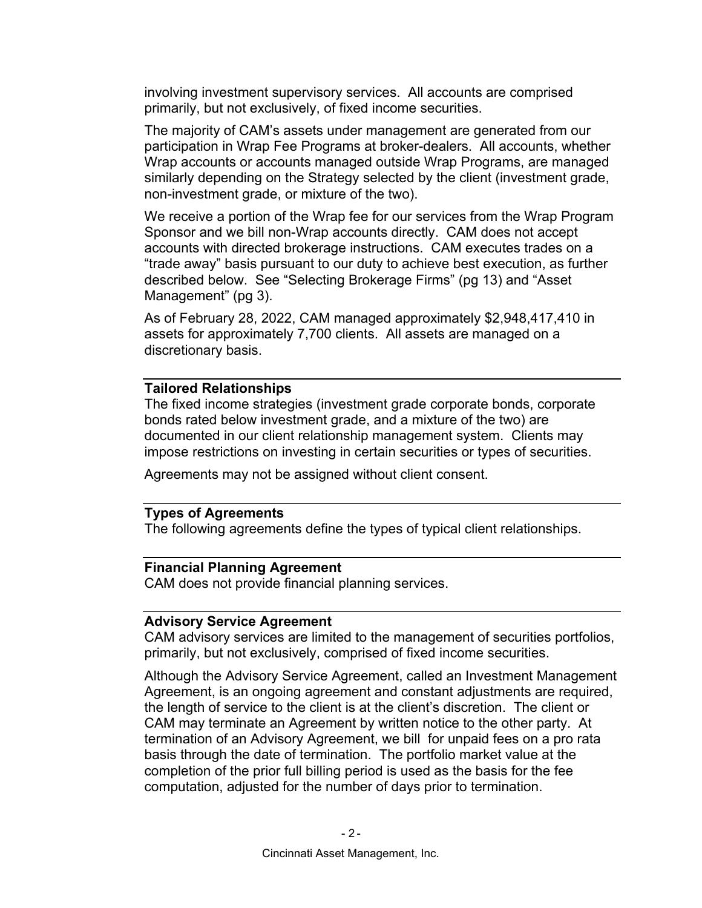involving investment supervisory services. All accounts are comprised primarily, but not exclusively, of fixed income securities.

The majority of CAM's assets under management are generated from our participation in Wrap Fee Programs at broker-dealers. All accounts, whether Wrap accounts or accounts managed outside Wrap Programs, are managed similarly depending on the Strategy selected by the client (investment grade, non-investment grade, or mixture of the two).

We receive a portion of the Wrap fee for our services from the Wrap Program Sponsor and we bill non-Wrap accounts directly. CAM does not accept accounts with directed brokerage instructions. CAM executes trades on a "trade away" basis pursuant to our duty to achieve best execution, as further described below. See "Selecting Brokerage Firms" (pg 13) and "Asset Management" (pg 3).

As of February 28, 2022, CAM managed approximately $2,948,417,410 in assets for approximately 7,700 clients. All assets are managed on a discretionary basis.

---

**Tailored Relationships**

The fixed income strategies (investment grade corporate bonds, corporate bonds rated below investment grade, and a mixture of the two) are documented in our client relationship management system. Clients may impose restrictions on investing in certain securities or types of securities.

Agreements may not be assigned without client consent.

---

**Types of Agreements**

The following agreements define the types of typical client relationships.

---

**Financial Planning Agreement**

CAM does not provide financial planning services.

---

**Advisory Service Agreement**

CAM advisory services are limited to the management of securities portfolios, primarily, but not exclusively, comprised of fixed income securities.

Although the Advisory Service Agreement, called an Investment Management Agreement, is an ongoing agreement and constant adjustments are required, the length of service to the client is at the client's discretion. The client or CAM may terminate an Agreement by written notice to the other party. At termination of an Advisory Agreement, we bill for unpaid fees on a pro rata basis through the date of termination. The portfolio market value at the completion of the prior full billing period is used as the basis for the fee computation, adjusted for the number of days prior to termination.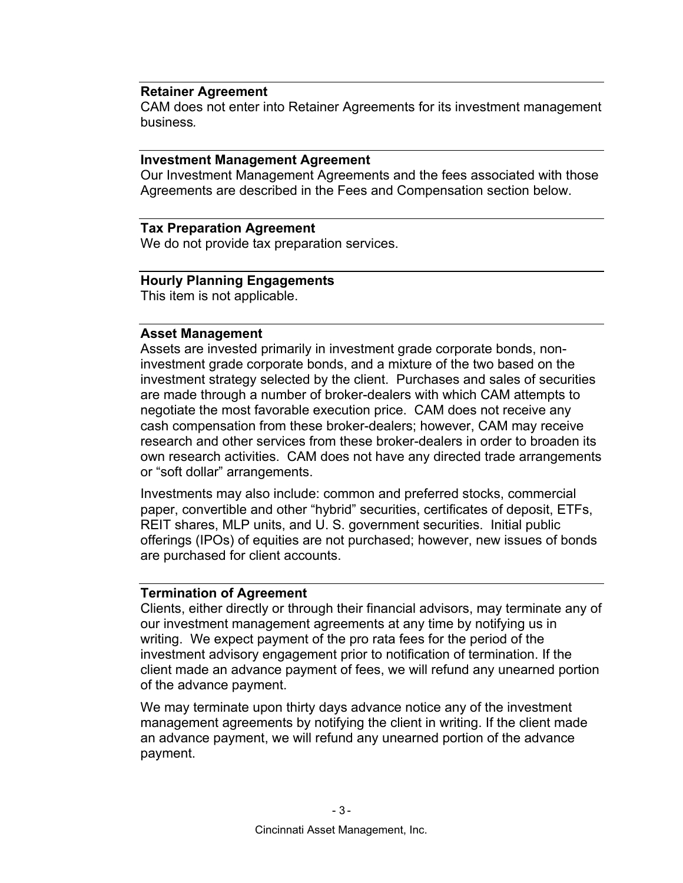### Retainer Agreement

CAM does not enter into Retainer Agreements for its investment management business.

### Investment Management Agreement

Our Investment Management Agreements and the fees associated with those Agreements are described in the Fees and Compensation section below.

### Tax Preparation Agreement

We do not provide tax preparation services.

### Hourly Planning Engagements

This item is not applicable.

### Asset Management

Assets are invested primarily in investment grade corporate bonds, non-investment grade corporate bonds, and a mixture of the two based on the investment strategy selected by the client. Purchases and sales of securities are made through a number of broker-dealers with which CAM attempts to negotiate the most favorable execution price. CAM does not receive any cash compensation from these broker-dealers; however, CAM may receive research and other services from these broker-dealers in order to broaden its own research activities. CAM does not have any directed trade arrangements or "soft dollar" arrangements.

Investments may also include: common and preferred stocks, commercial paper, convertible and other "hybrid" securities, certificates of deposit, ETFs, REIT shares, MLP units, and U. S. government securities. Initial public offerings (IPOs) of equities are not purchased; however, new issues of bonds are purchased for client accounts.

### Termination of Agreement

Clients, either directly or through their financial advisors, may terminate any of our investment management agreements at any time by notifying us in writing. We expect payment of the pro rata fees for the period of the investment advisory engagement prior to notification of termination. If the client made an advance payment of fees, we will refund any unearned portion of the advance payment.

We may terminate upon thirty days advance notice any of the investment management agreements by notifying the client in writing. If the client made an advance payment, we will refund any unearned portion of the advance payment.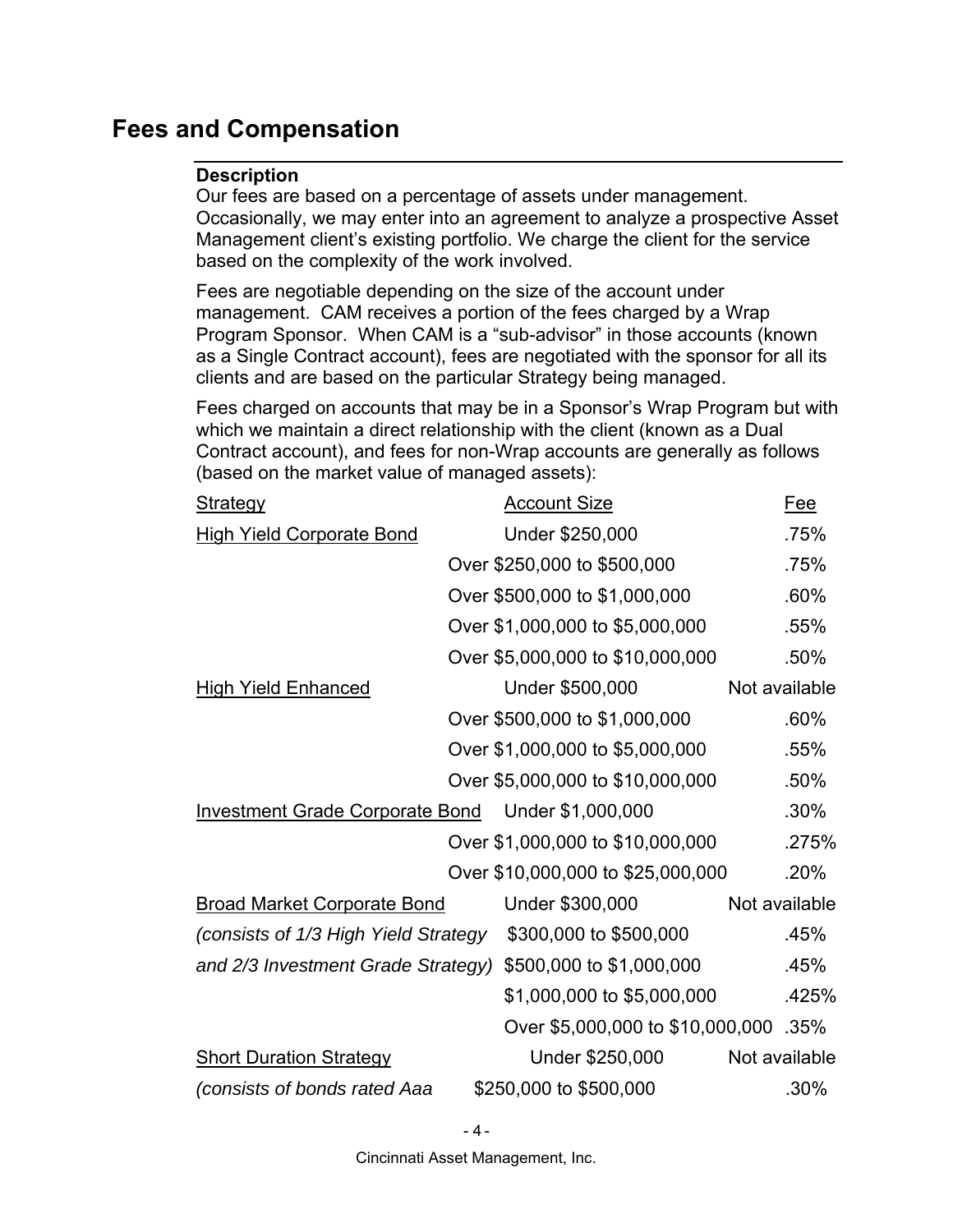## Fees and Compensation

**Description**

Our fees are based on a percentage of assets under management. Occasionally, we may enter into an agreement to analyze a prospective Asset Management client's existing portfolio. We charge the client for the service based on the complexity of the work involved.

Fees are negotiable depending on the size of the account under management. CAM receives a portion of the fees charged by a Wrap Program Sponsor. When CAM is a "sub-advisor" in those accounts (known as a Single Contract account), fees are negotiated with the sponsor for all its clients and are based on the particular Strategy being managed.

Fees charged on accounts that may be in a Sponsor's Wrap Program but with which we maintain a direct relationship with the client (known as a Dual Contract account), and fees for non-Wrap accounts are generally as follows (based on the market value of managed assets):

| Strategy | Account Size | Fee |
|---|---|---|
| High Yield Corporate Bond | Under $250,000 | .75% |
| | Over $250,000 to $500,000 | .75% |
| | Over $500,000 to $1,000,000 | .60% |
| | Over $1,000,000 to $5,000,000 | .55% |
| | Over $5,000,000 to $10,000,000 | .50% |
| High Yield Enhanced | Under $500,000 | Not available |
| | Over $500,000 to $1,000,000 | .60% |
| | Over $1,000,000 to $5,000,000 | .55% |
| | Over $5,000,000 to $10,000,000 | .50% |
| Investment Grade Corporate Bond | Under $1,000,000 | .30% |
| | Over $1,000,000 to $10,000,000 | .275% |
| | Over $10,000,000 to $25,000,000 | .20% |
| Broad Market Corporate Bond | Under $300,000 | Not available |
| *(consists of 1/3 High Yield Strategy* | $300,000 to $500,000 | .45% |
| *and 2/3 Investment Grade Strategy)* | $500,000 to $1,000,000 | .45% |
| | $1,000,000 to $5,000,000 | .425% |
| | Over $5,000,000 to $10,000,000 | .35% |
| Short Duration Strategy | Under $250,000 | Not available |
| *(consists of bonds rated Aaa* | $250,000 to $500,000 | .30% |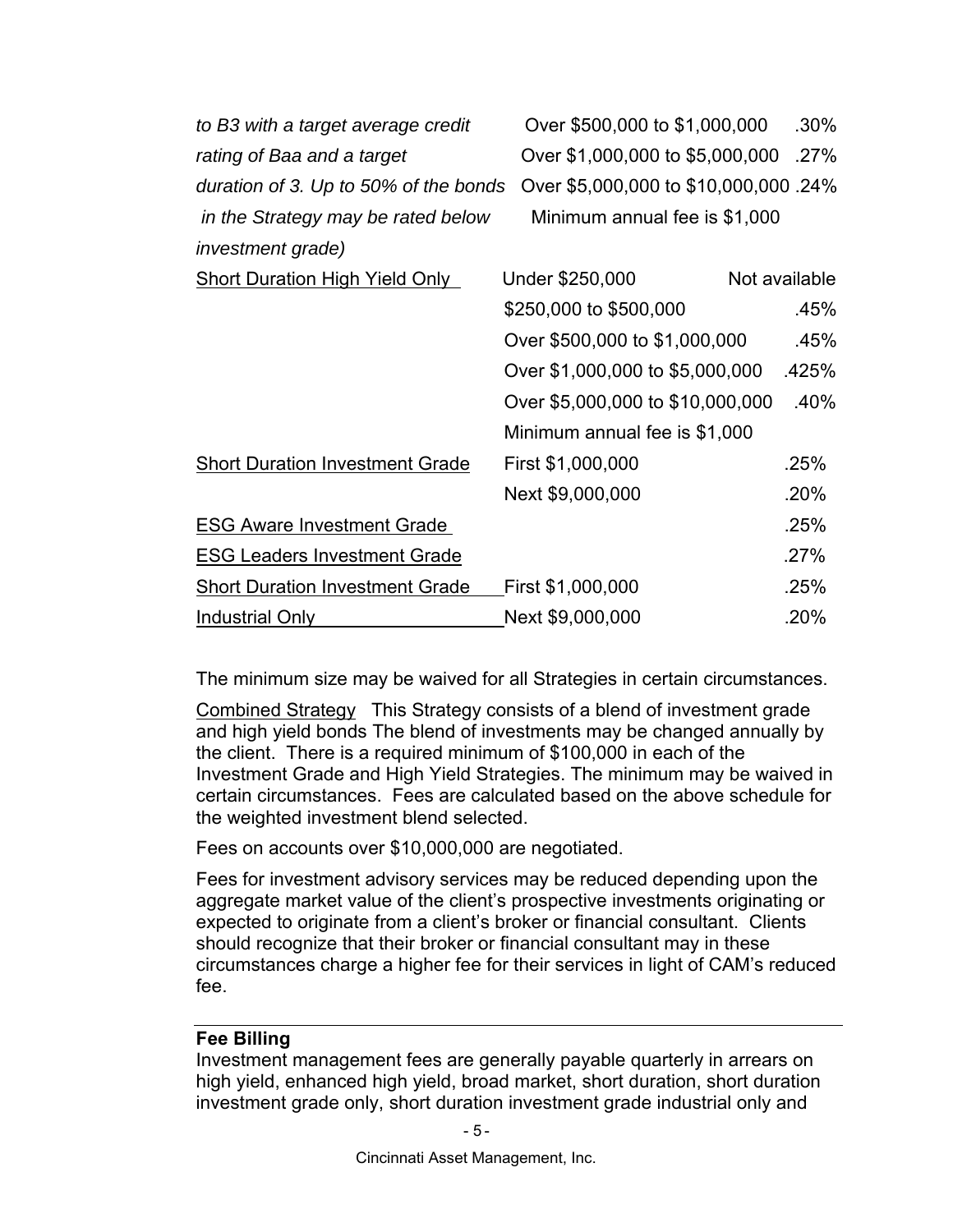| Strategy | Account Size | Fee |
|---|---|---|
| *to B3 with a target average credit rating of Baa and a target duration of 3. Up to 50% of the bonds in the Strategy may be rated below investment grade)* | Over $500,000 to $1,000,000 | .30% |
| | Over $1,000,000 to $5,000,000 | .27% |
| | Over $5,000,000 to $10,000,000 | .24% |
| | Minimum annual fee is $1,000 | |
| Short Duration High Yield Only | Under $250,000 | Not available |
| | $250,000 to $500,000 | .45% |
| | Over $500,000 to $1,000,000 | .45% |
| | Over $1,000,000 to $5,000,000 | .425% |
| | Over $5,000,000 to $10,000,000 | .40% |
| | Minimum annual fee is $1,000 | |
| Short Duration Investment Grade | First $1,000,000 | .25% |
| | Next $9,000,000 | .20% |
| ESG Aware Investment Grade | | .25% |
| ESG Leaders Investment Grade | | .27% |
| Short Duration Investment Grade Industrial Only | First $1,000,000 | .25% |
| | Next $9,000,000 | .20% |

The minimum size may be waived for all Strategies in certain circumstances.

Combined Strategy This Strategy consists of a blend of investment grade and high yield bonds The blend of investments may be changed annually by the client. There is a required minimum of $100,000 in each of the Investment Grade and High Yield Strategies. The minimum may be waived in certain circumstances. Fees are calculated based on the above schedule for the weighted investment blend selected.

Fees on accounts over $10,000,000 are negotiated.

Fees for investment advisory services may be reduced depending upon the aggregate market value of the client's prospective investments originating or expected to originate from a client's broker or financial consultant. Clients should recognize that their broker or financial consultant may in these circumstances charge a higher fee for their services in light of CAM's reduced fee.

**Fee Billing**

Investment management fees are generally payable quarterly in arrears on high yield, enhanced high yield, broad market, short duration, short duration investment grade only, short duration investment grade industrial only and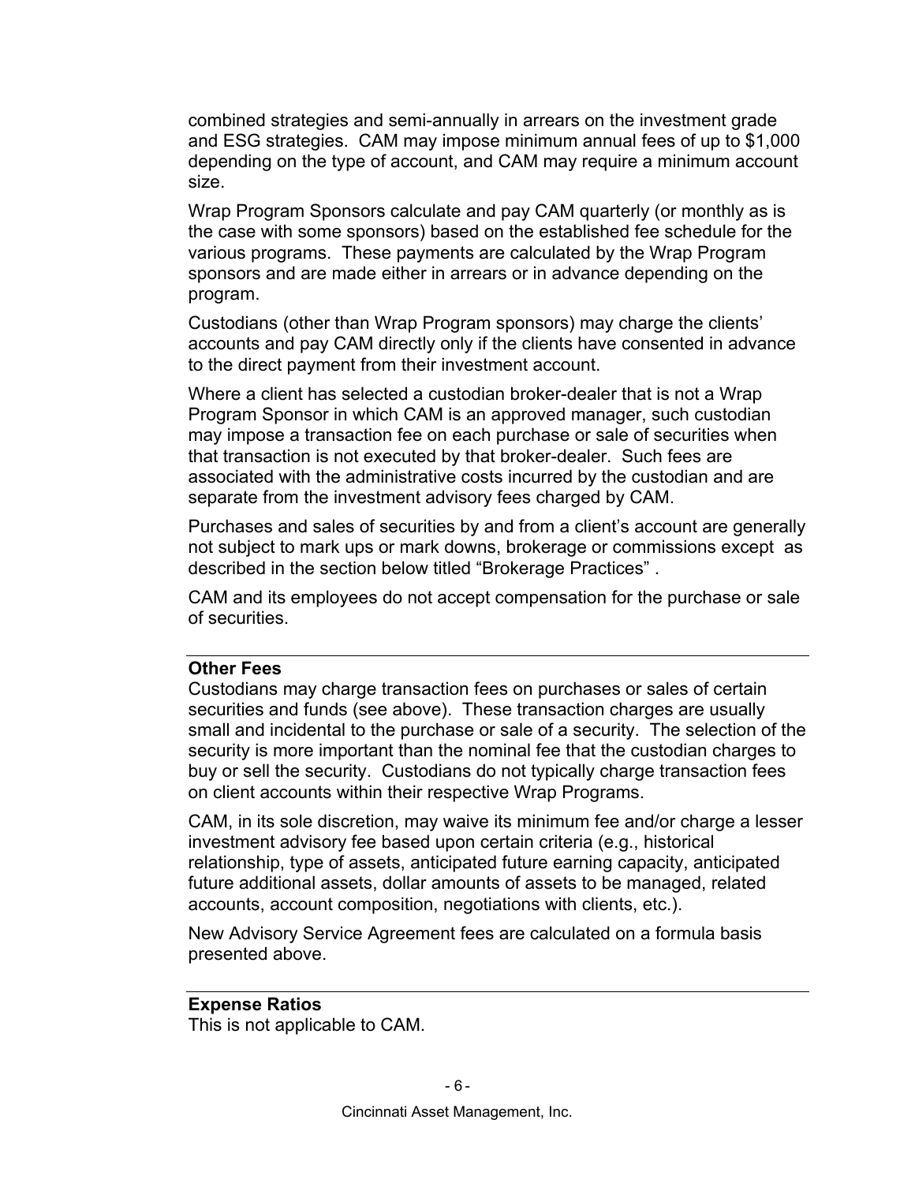combined strategies and semi-annually in arrears on the investment grade and ESG strategies. CAM may impose minimum annual fees of up to $1,000 depending on the type of account, and CAM may require a minimum account size.

Wrap Program Sponsors calculate and pay CAM quarterly (or monthly as is the case with some sponsors) based on the established fee schedule for the various programs. These payments are calculated by the Wrap Program sponsors and are made either in arrears or in advance depending on the program.

Custodians (other than Wrap Program sponsors) may charge the clients' accounts and pay CAM directly only if the clients have consented in advance to the direct payment from their investment account.

Where a client has selected a custodian broker-dealer that is not a Wrap Program Sponsor in which CAM is an approved manager, such custodian may impose a transaction fee on each purchase or sale of securities when that transaction is not executed by that broker-dealer. Such fees are associated with the administrative costs incurred by the custodian and are separate from the investment advisory fees charged by CAM.

Purchases and sales of securities by and from a client's account are generally not subject to mark ups or mark downs, brokerage or commissions except as described in the section below titled "Brokerage Practices" .

CAM and its employees do not accept compensation for the purchase or sale of securities.

**Other Fees**

Custodians may charge transaction fees on purchases or sales of certain securities and funds (see above). These transaction charges are usually small and incidental to the purchase or sale of a security. The selection of the security is more important than the nominal fee that the custodian charges to buy or sell the security. Custodians do not typically charge transaction fees on client accounts within their respective Wrap Programs.

CAM, in its sole discretion, may waive its minimum fee and/or charge a lesser investment advisory fee based upon certain criteria (e.g., historical relationship, type of assets, anticipated future earning capacity, anticipated future additional assets, dollar amounts of assets to be managed, related accounts, account composition, negotiations with clients, etc.).

New Advisory Service Agreement fees are calculated on a formula basis presented above.

**Expense Ratios**

This is not applicable to CAM.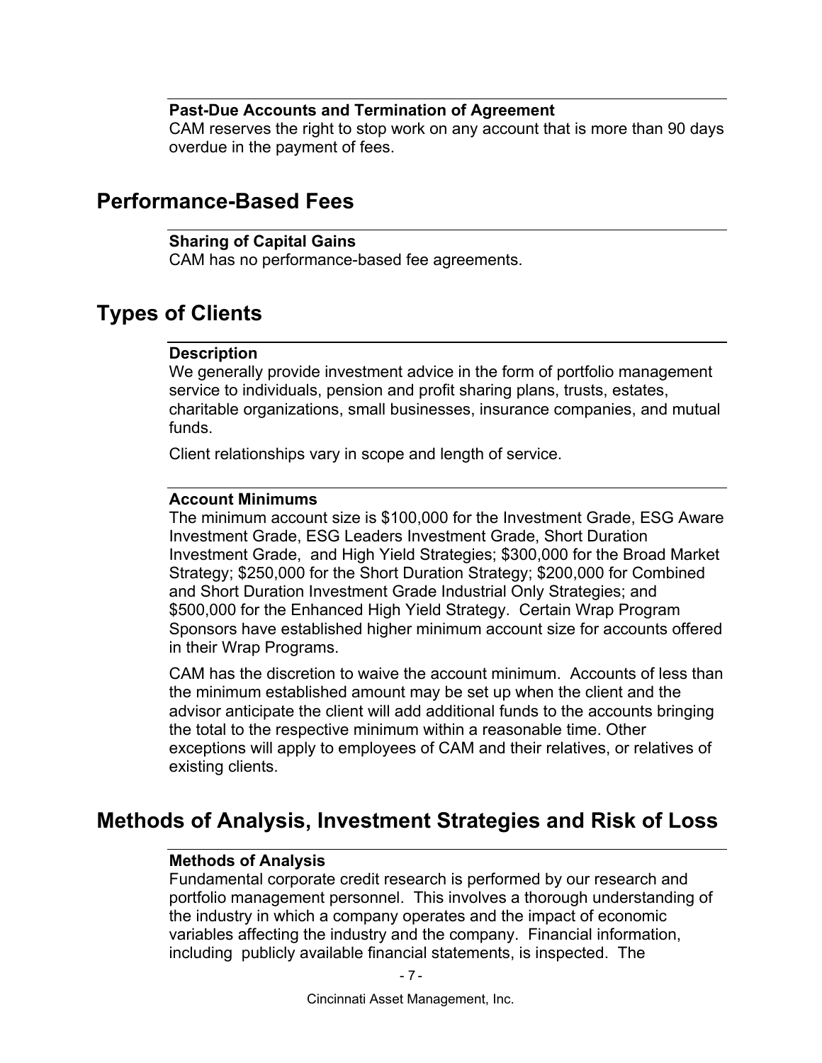### Past-Due Accounts and Termination of Agreement

CAM reserves the right to stop work on any account that is more than 90 days overdue in the payment of fees.

## Performance-Based Fees

### Sharing of Capital Gains

CAM has no performance-based fee agreements.

## Types of Clients

### Description

We generally provide investment advice in the form of portfolio management service to individuals, pension and profit sharing plans, trusts, estates, charitable organizations, small businesses, insurance companies, and mutual funds.

Client relationships vary in scope and length of service.

### Account Minimums

The minimum account size is $100,000 for the Investment Grade, ESG Aware Investment Grade, ESG Leaders Investment Grade, Short Duration Investment Grade, and High Yield Strategies; $300,000 for the Broad Market Strategy; $250,000 for the Short Duration Strategy; $200,000 for Combined and Short Duration Investment Grade Industrial Only Strategies; and $500,000 for the Enhanced High Yield Strategy. Certain Wrap Program Sponsors have established higher minimum account size for accounts offered in their Wrap Programs.

CAM has the discretion to waive the account minimum. Accounts of less than the minimum established amount may be set up when the client and the advisor anticipate the client will add additional funds to the accounts bringing the total to the respective minimum within a reasonable time. Other exceptions will apply to employees of CAM and their relatives, or relatives of existing clients.

## Methods of Analysis, Investment Strategies and Risk of Loss

### Methods of Analysis

Fundamental corporate credit research is performed by our research and portfolio management personnel. This involves a thorough understanding of the industry in which a company operates and the impact of economic variables affecting the industry and the company. Financial information, including publicly available financial statements, is inspected. The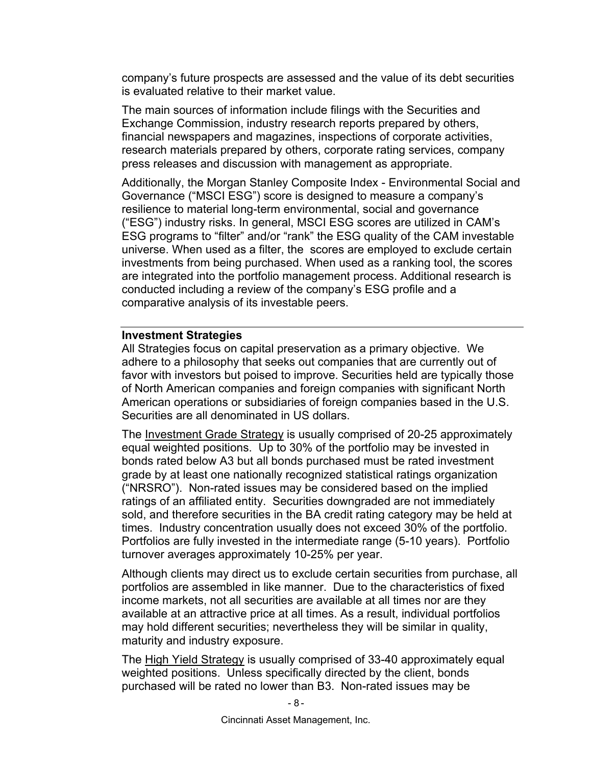company's future prospects are assessed and the value of its debt securities is evaluated relative to their market value.

The main sources of information include filings with the Securities and Exchange Commission, industry research reports prepared by others, financial newspapers and magazines, inspections of corporate activities, research materials prepared by others, corporate rating services, company press releases and discussion with management as appropriate.

Additionally, the Morgan Stanley Composite Index - Environmental Social and Governance ("MSCI ESG") score is designed to measure a company's resilience to material long-term environmental, social and governance ("ESG") industry risks. In general, MSCI ESG scores are utilized in CAM's ESG programs to "filter" and/or "rank" the ESG quality of the CAM investable universe. When used as a filter, the scores are employed to exclude certain investments from being purchased. When used as a ranking tool, the scores are integrated into the portfolio management process. Additional research is conducted including a review of the company's ESG profile and a comparative analysis of its investable peers.

---

**Investment Strategies**

All Strategies focus on capital preservation as a primary objective. We adhere to a philosophy that seeks out companies that are currently out of favor with investors but poised to improve. Securities held are typically those of North American companies and foreign companies with significant North American operations or subsidiaries of foreign companies based in the U.S. Securities are all denominated in US dollars.

The Investment Grade Strategy is usually comprised of 20-25 approximately equal weighted positions. Up to 30% of the portfolio may be invested in bonds rated below A3 but all bonds purchased must be rated investment grade by at least one nationally recognized statistical ratings organization ("NRSRO"). Non-rated issues may be considered based on the implied ratings of an affiliated entity. Securities downgraded are not immediately sold, and therefore securities in the BA credit rating category may be held at times. Industry concentration usually does not exceed 30% of the portfolio. Portfolios are fully invested in the intermediate range (5-10 years). Portfolio turnover averages approximately 10-25% per year.

Although clients may direct us to exclude certain securities from purchase, all portfolios are assembled in like manner. Due to the characteristics of fixed income markets, not all securities are available at all times nor are they available at an attractive price at all times. As a result, individual portfolios may hold different securities; nevertheless they will be similar in quality, maturity and industry exposure.

The High Yield Strategy is usually comprised of 33-40 approximately equal weighted positions. Unless specifically directed by the client, bonds purchased will be rated no lower than B3. Non-rated issues may be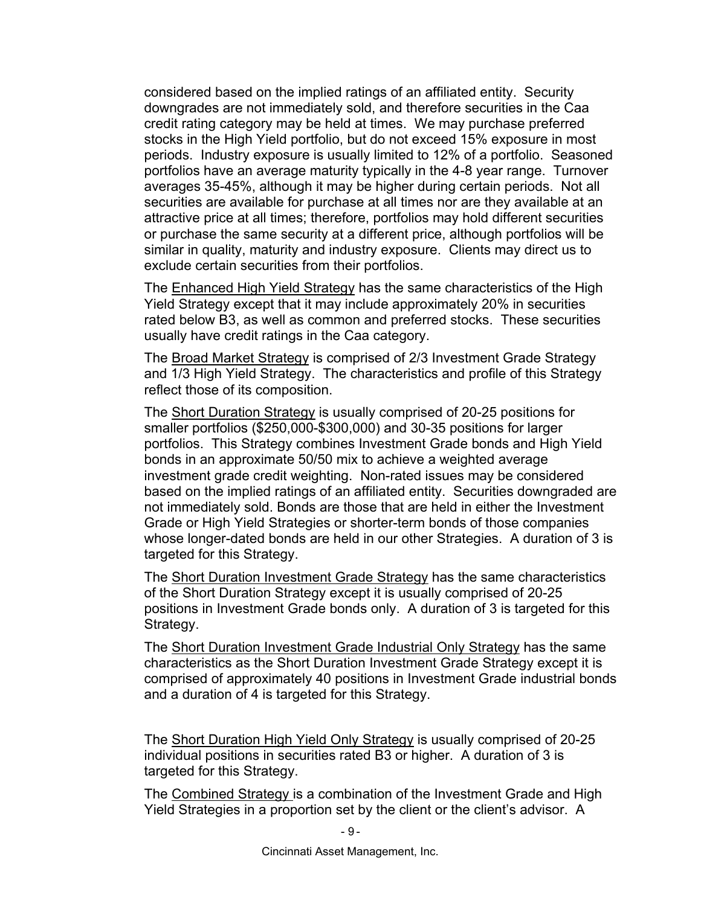considered based on the implied ratings of an affiliated entity. Security downgrades are not immediately sold, and therefore securities in the Caa credit rating category may be held at times. We may purchase preferred stocks in the High Yield portfolio, but do not exceed 15% exposure in most periods. Industry exposure is usually limited to 12% of a portfolio. Seasoned portfolios have an average maturity typically in the 4-8 year range. Turnover averages 35-45%, although it may be higher during certain periods. Not all securities are available for purchase at all times nor are they available at an attractive price at all times; therefore, portfolios may hold different securities or purchase the same security at a different price, although portfolios will be similar in quality, maturity and industry exposure. Clients may direct us to exclude certain securities from their portfolios.

The Enhanced High Yield Strategy has the same characteristics of the High Yield Strategy except that it may include approximately 20% in securities rated below B3, as well as common and preferred stocks. These securities usually have credit ratings in the Caa category.

The Broad Market Strategy is comprised of 2/3 Investment Grade Strategy and 1/3 High Yield Strategy. The characteristics and profile of this Strategy reflect those of its composition.

The Short Duration Strategy is usually comprised of 20-25 positions for smaller portfolios ($250,000-$300,000) and 30-35 positions for larger portfolios. This Strategy combines Investment Grade bonds and High Yield bonds in an approximate 50/50 mix to achieve a weighted average investment grade credit weighting. Non-rated issues may be considered based on the implied ratings of an affiliated entity. Securities downgraded are not immediately sold. Bonds are those that are held in either the Investment Grade or High Yield Strategies or shorter-term bonds of those companies whose longer-dated bonds are held in our other Strategies. A duration of 3 is targeted for this Strategy.

The Short Duration Investment Grade Strategy has the same characteristics of the Short Duration Strategy except it is usually comprised of 20-25 positions in Investment Grade bonds only. A duration of 3 is targeted for this Strategy.

The Short Duration Investment Grade Industrial Only Strategy has the same characteristics as the Short Duration Investment Grade Strategy except it is comprised of approximately 40 positions in Investment Grade industrial bonds and a duration of 4 is targeted for this Strategy.

The Short Duration High Yield Only Strategy is usually comprised of 20-25 individual positions in securities rated B3 or higher. A duration of 3 is targeted for this Strategy.

The Combined Strategy is a combination of the Investment Grade and High Yield Strategies in a proportion set by the client or the client's advisor. A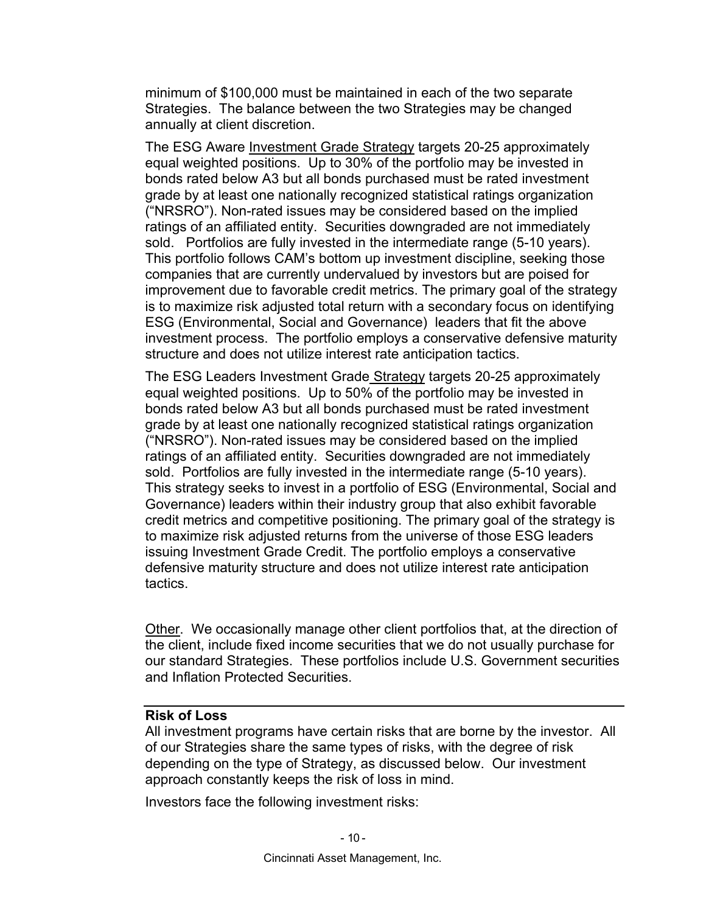minimum of $100,000 must be maintained in each of the two separate Strategies. The balance between the two Strategies may be changed annually at client discretion.

The ESG Aware Investment Grade Strategy targets 20-25 approximately equal weighted positions. Up to 30% of the portfolio may be invested in bonds rated below A3 but all bonds purchased must be rated investment grade by at least one nationally recognized statistical ratings organization ("NRSRO"). Non-rated issues may be considered based on the implied ratings of an affiliated entity. Securities downgraded are not immediately sold. Portfolios are fully invested in the intermediate range (5-10 years). This portfolio follows CAM's bottom up investment discipline, seeking those companies that are currently undervalued by investors but are poised for improvement due to favorable credit metrics. The primary goal of the strategy is to maximize risk adjusted total return with a secondary focus on identifying ESG (Environmental, Social and Governance) leaders that fit the above investment process. The portfolio employs a conservative defensive maturity structure and does not utilize interest rate anticipation tactics.

The ESG Leaders Investment Grade Strategy targets 20-25 approximately equal weighted positions. Up to 50% of the portfolio may be invested in bonds rated below A3 but all bonds purchased must be rated investment grade by at least one nationally recognized statistical ratings organization ("NRSRO"). Non-rated issues may be considered based on the implied ratings of an affiliated entity. Securities downgraded are not immediately sold. Portfolios are fully invested in the intermediate range (5-10 years). This strategy seeks to invest in a portfolio of ESG (Environmental, Social and Governance) leaders within their industry group that also exhibit favorable credit metrics and competitive positioning. The primary goal of the strategy is to maximize risk adjusted returns from the universe of those ESG leaders issuing Investment Grade Credit. The portfolio employs a conservative defensive maturity structure and does not utilize interest rate anticipation tactics.

Other. We occasionally manage other client portfolios that, at the direction of the client, include fixed income securities that we do not usually purchase for our standard Strategies. These portfolios include U.S. Government securities and Inflation Protected Securities.

## Risk of Loss

All investment programs have certain risks that are borne by the investor. All of our Strategies share the same types of risks, with the degree of risk depending on the type of Strategy, as discussed below. Our investment approach constantly keeps the risk of loss in mind.

Investors face the following investment risks: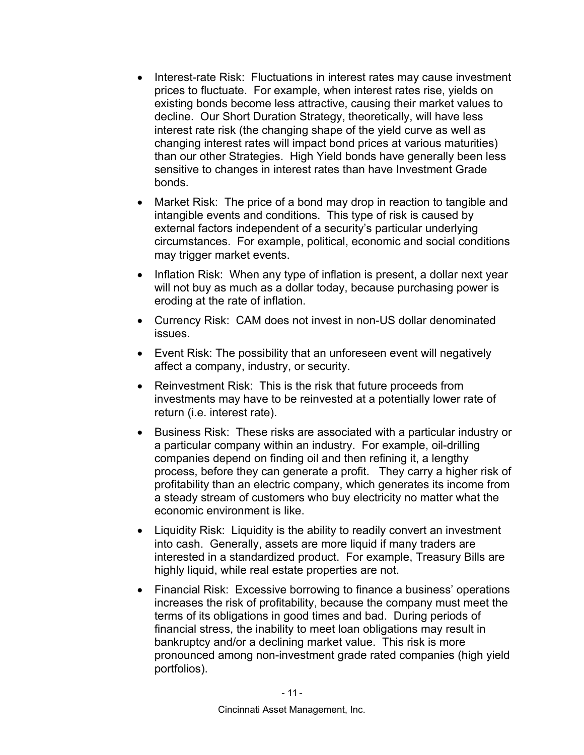- Interest-rate Risk: Fluctuations in interest rates may cause investment prices to fluctuate. For example, when interest rates rise, yields on existing bonds become less attractive, causing their market values to decline. Our Short Duration Strategy, theoretically, will have less interest rate risk (the changing shape of the yield curve as well as changing interest rates will impact bond prices at various maturities) than our other Strategies. High Yield bonds have generally been less sensitive to changes in interest rates than have Investment Grade bonds.
- Market Risk: The price of a bond may drop in reaction to tangible and intangible events and conditions. This type of risk is caused by external factors independent of a security's particular underlying circumstances. For example, political, economic and social conditions may trigger market events.
- Inflation Risk: When any type of inflation is present, a dollar next year will not buy as much as a dollar today, because purchasing power is eroding at the rate of inflation.
- Currency Risk: CAM does not invest in non-US dollar denominated issues.
- Event Risk: The possibility that an unforeseen event will negatively affect a company, industry, or security.
- Reinvestment Risk: This is the risk that future proceeds from investments may have to be reinvested at a potentially lower rate of return (i.e. interest rate).
- Business Risk: These risks are associated with a particular industry or a particular company within an industry. For example, oil-drilling companies depend on finding oil and then refining it, a lengthy process, before they can generate a profit. They carry a higher risk of profitability than an electric company, which generates its income from a steady stream of customers who buy electricity no matter what the economic environment is like.
- Liquidity Risk: Liquidity is the ability to readily convert an investment into cash. Generally, assets are more liquid if many traders are interested in a standardized product. For example, Treasury Bills are highly liquid, while real estate properties are not.
- Financial Risk: Excessive borrowing to finance a business' operations increases the risk of profitability, because the company must meet the terms of its obligations in good times and bad. During periods of financial stress, the inability to meet loan obligations may result in bankruptcy and/or a declining market value. This risk is more pronounced among non-investment grade rated companies (high yield portfolios).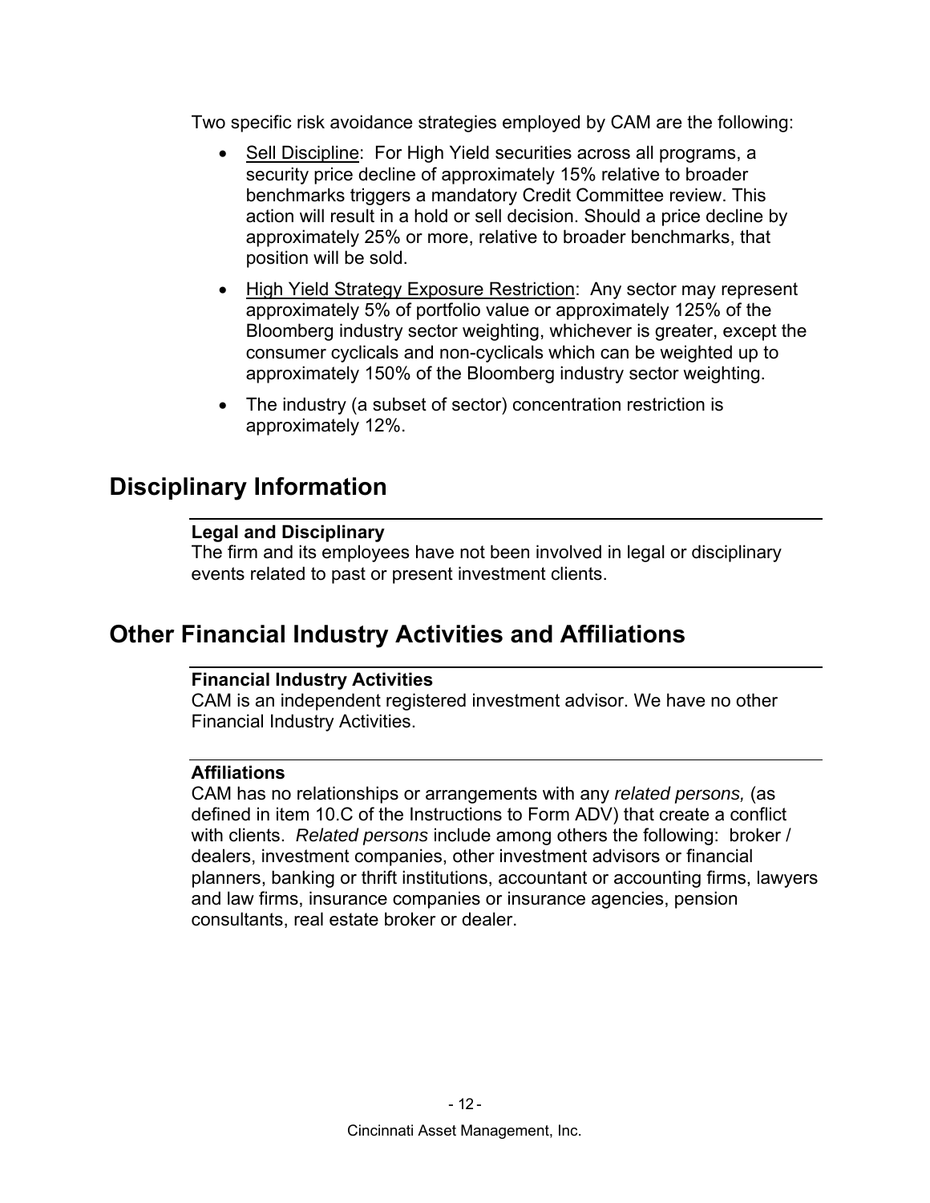Two specific risk avoidance strategies employed by CAM are the following:

- Sell Discipline: For High Yield securities across all programs, a security price decline of approximately 15% relative to broader benchmarks triggers a mandatory Credit Committee review. This action will result in a hold or sell decision. Should a price decline by approximately 25% or more, relative to broader benchmarks, that position will be sold.
- High Yield Strategy Exposure Restriction: Any sector may represent approximately 5% of portfolio value or approximately 125% of the Bloomberg industry sector weighting, whichever is greater, except the consumer cyclicals and non-cyclicals which can be weighted up to approximately 150% of the Bloomberg industry sector weighting.
- The industry (a subset of sector) concentration restriction is approximately 12%.

# Disciplinary Information

**Legal and Disciplinary**

The firm and its employees have not been involved in legal or disciplinary events related to past or present investment clients.

# Other Financial Industry Activities and Affiliations

**Financial Industry Activities**

CAM is an independent registered investment advisor. We have no other Financial Industry Activities.

**Affiliations**

CAM has no relationships or arrangements with any *related persons,* (as defined in item 10.C of the Instructions to Form ADV) that create a conflict with clients. *Related persons* include among others the following: broker / dealers, investment companies, other investment advisors or financial planners, banking or thrift institutions, accountant or accounting firms, lawyers and law firms, insurance companies or insurance agencies, pension consultants, real estate broker or dealer.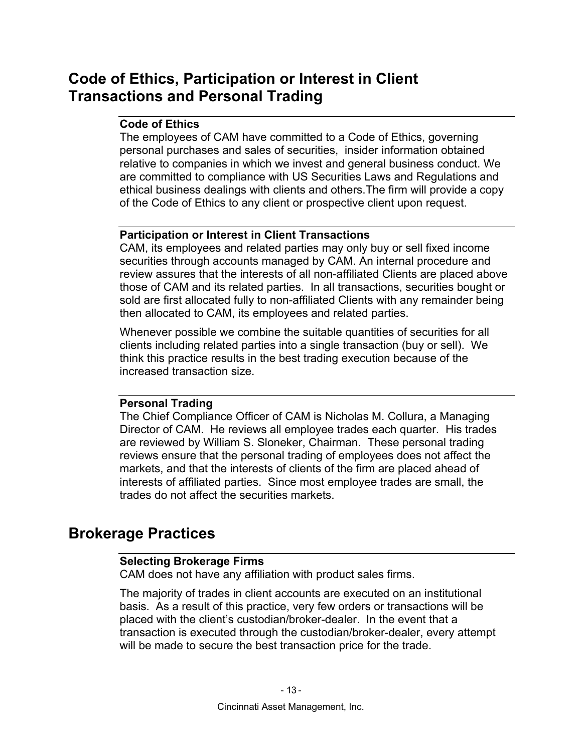## Code of Ethics, Participation or Interest in Client Transactions and Personal Trading

### Code of Ethics

The employees of CAM have committed to a Code of Ethics, governing personal purchases and sales of securities, insider information obtained relative to companies in which we invest and general business conduct. We are committed to compliance with US Securities Laws and Regulations and ethical business dealings with clients and others.The firm will provide a copy of the Code of Ethics to any client or prospective client upon request.

### Participation or Interest in Client Transactions

CAM, its employees and related parties may only buy or sell fixed income securities through accounts managed by CAM. An internal procedure and review assures that the interests of all non-affiliated Clients are placed above those of CAM and its related parties. In all transactions, securities bought or sold are first allocated fully to non-affiliated Clients with any remainder being then allocated to CAM, its employees and related parties.

Whenever possible we combine the suitable quantities of securities for all clients including related parties into a single transaction (buy or sell). We think this practice results in the best trading execution because of the increased transaction size.

### Personal Trading

The Chief Compliance Officer of CAM is Nicholas M. Collura, a Managing Director of CAM. He reviews all employee trades each quarter. His trades are reviewed by William S. Sloneker, Chairman. These personal trading reviews ensure that the personal trading of employees does not affect the markets, and that the interests of clients of the firm are placed ahead of interests of affiliated parties. Since most employee trades are small, the trades do not affect the securities markets.

## Brokerage Practices

### Selecting Brokerage Firms

CAM does not have any affiliation with product sales firms.

The majority of trades in client accounts are executed on an institutional basis. As a result of this practice, very few orders or transactions will be placed with the client's custodian/broker-dealer. In the event that a transaction is executed through the custodian/broker-dealer, every attempt will be made to secure the best transaction price for the trade.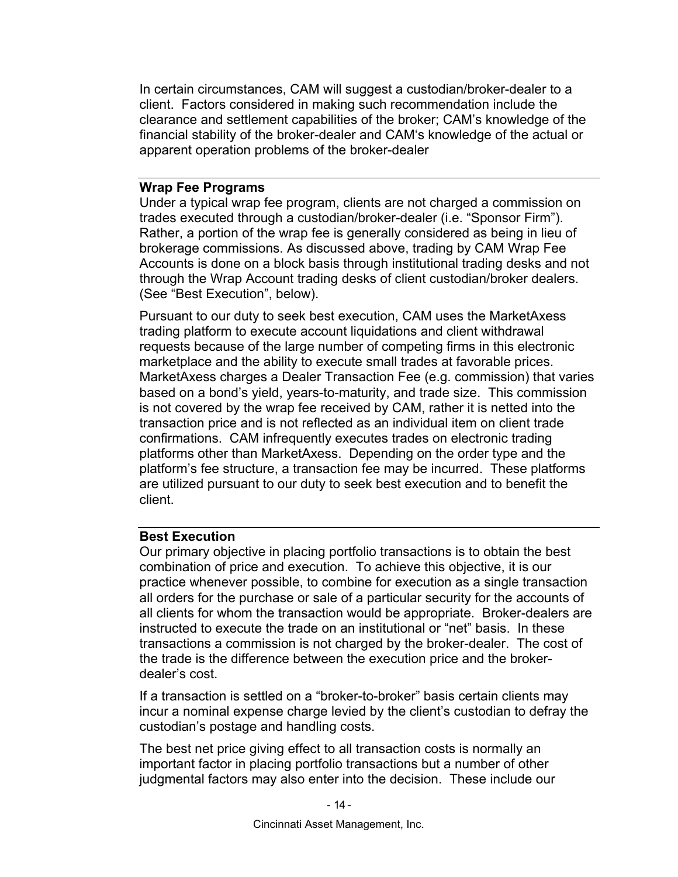In certain circumstances, CAM will suggest a custodian/broker-dealer to a client. Factors considered in making such recommendation include the clearance and settlement capabilities of the broker; CAM's knowledge of the financial stability of the broker-dealer and CAM's knowledge of the actual or apparent operation problems of the broker-dealer

---

**Wrap Fee Programs**

Under a typical wrap fee program, clients are not charged a commission on trades executed through a custodian/broker-dealer (i.e. "Sponsor Firm"). Rather, a portion of the wrap fee is generally considered as being in lieu of brokerage commissions. As discussed above, trading by CAM Wrap Fee Accounts is done on a block basis through institutional trading desks and not through the Wrap Account trading desks of client custodian/broker dealers. (See "Best Execution", below).

Pursuant to our duty to seek best execution, CAM uses the MarketAxess trading platform to execute account liquidations and client withdrawal requests because of the large number of competing firms in this electronic marketplace and the ability to execute small trades at favorable prices. MarketAxess charges a Dealer Transaction Fee (e.g. commission) that varies based on a bond's yield, years-to-maturity, and trade size. This commission is not covered by the wrap fee received by CAM, rather it is netted into the transaction price and is not reflected as an individual item on client trade confirmations. CAM infrequently executes trades on electronic trading platforms other than MarketAxess. Depending on the order type and the platform's fee structure, a transaction fee may be incurred. These platforms are utilized pursuant to our duty to seek best execution and to benefit the client.

---

**Best Execution**

Our primary objective in placing portfolio transactions is to obtain the best combination of price and execution. To achieve this objective, it is our practice whenever possible, to combine for execution as a single transaction all orders for the purchase or sale of a particular security for the accounts of all clients for whom the transaction would be appropriate. Broker-dealers are instructed to execute the trade on an institutional or "net" basis. In these transactions a commission is not charged by the broker-dealer. The cost of the trade is the difference between the execution price and the broker-dealer's cost.

If a transaction is settled on a "broker-to-broker" basis certain clients may incur a nominal expense charge levied by the client's custodian to defray the custodian's postage and handling costs.

The best net price giving effect to all transaction costs is normally an important factor in placing portfolio transactions but a number of other judgmental factors may also enter into the decision. These include our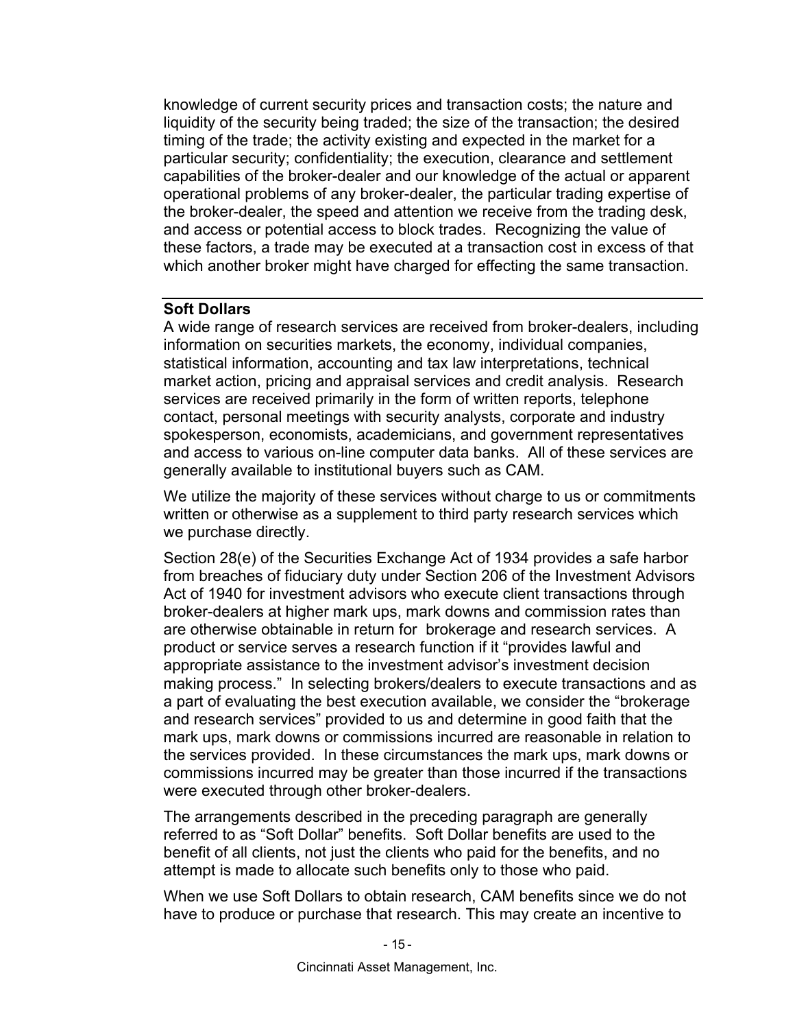knowledge of current security prices and transaction costs; the nature and liquidity of the security being traded; the size of the transaction; the desired timing of the trade; the activity existing and expected in the market for a particular security; confidentiality; the execution, clearance and settlement capabilities of the broker-dealer and our knowledge of the actual or apparent operational problems of any broker-dealer, the particular trading expertise of the broker-dealer, the speed and attention we receive from the trading desk, and access or potential access to block trades. Recognizing the value of these factors, a trade may be executed at a transaction cost in excess of that which another broker might have charged for effecting the same transaction.

**Soft Dollars**

A wide range of research services are received from broker-dealers, including information on securities markets, the economy, individual companies, statistical information, accounting and tax law interpretations, technical market action, pricing and appraisal services and credit analysis. Research services are received primarily in the form of written reports, telephone contact, personal meetings with security analysts, corporate and industry spokesperson, economists, academicians, and government representatives and access to various on-line computer data banks. All of these services are generally available to institutional buyers such as CAM.

We utilize the majority of these services without charge to us or commitments written or otherwise as a supplement to third party research services which we purchase directly.

Section 28(e) of the Securities Exchange Act of 1934 provides a safe harbor from breaches of fiduciary duty under Section 206 of the Investment Advisors Act of 1940 for investment advisors who execute client transactions through broker-dealers at higher mark ups, mark downs and commission rates than are otherwise obtainable in return for brokerage and research services. A product or service serves a research function if it "provides lawful and appropriate assistance to the investment advisor's investment decision making process." In selecting brokers/dealers to execute transactions and as a part of evaluating the best execution available, we consider the "brokerage and research services" provided to us and determine in good faith that the mark ups, mark downs or commissions incurred are reasonable in relation to the services provided. In these circumstances the mark ups, mark downs or commissions incurred may be greater than those incurred if the transactions were executed through other broker-dealers.

The arrangements described in the preceding paragraph are generally referred to as "Soft Dollar" benefits. Soft Dollar benefits are used to the benefit of all clients, not just the clients who paid for the benefits, and no attempt is made to allocate such benefits only to those who paid.

When we use Soft Dollars to obtain research, CAM benefits since we do not have to produce or purchase that research. This may create an incentive to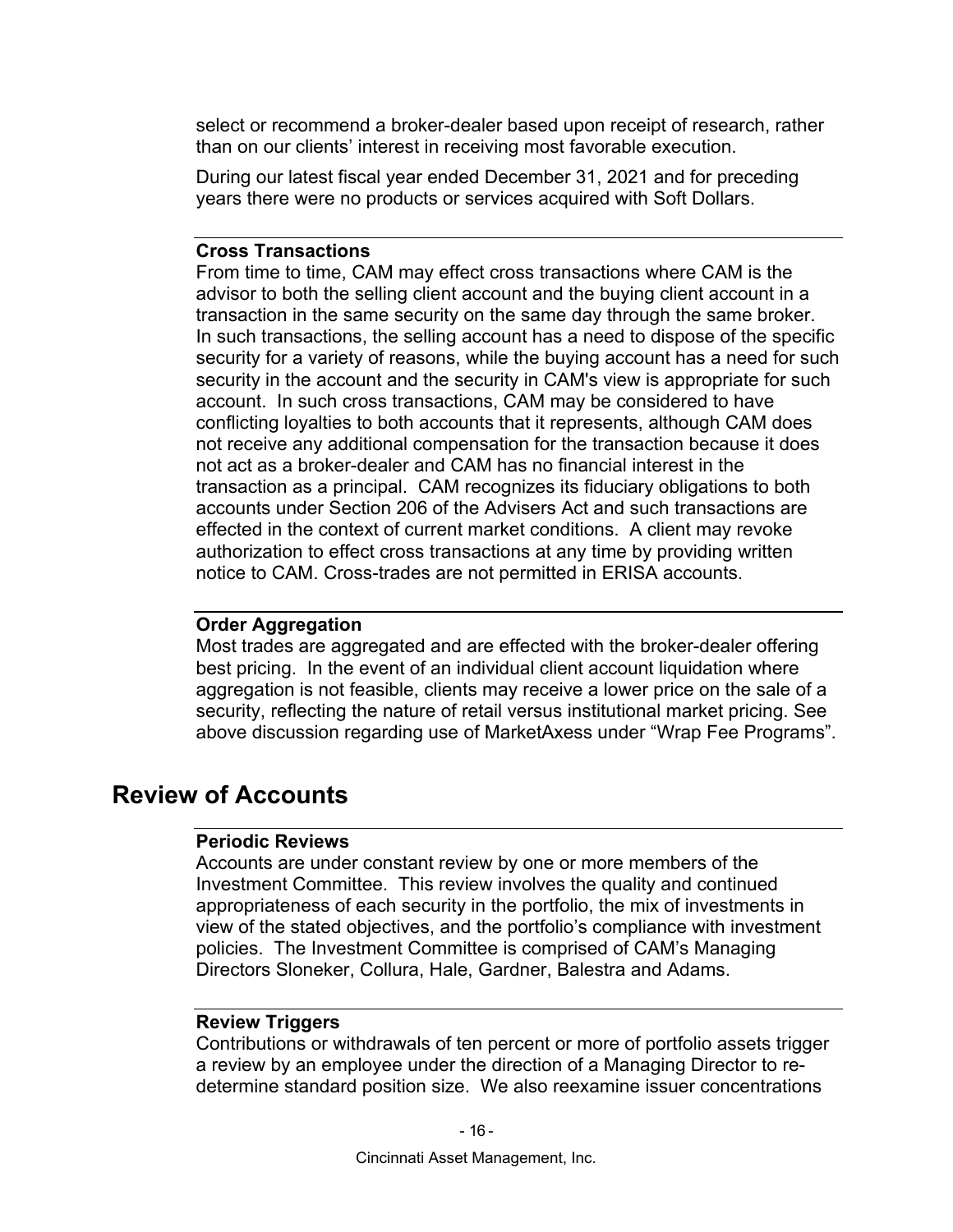select or recommend a broker-dealer based upon receipt of research, rather than on our clients' interest in receiving most favorable execution.

During our latest fiscal year ended December 31, 2021 and for preceding years there were no products or services acquired with Soft Dollars.

### Cross Transactions

From time to time, CAM may effect cross transactions where CAM is the advisor to both the selling client account and the buying client account in a transaction in the same security on the same day through the same broker. In such transactions, the selling account has a need to dispose of the specific security for a variety of reasons, while the buying account has a need for such security in the account and the security in CAM's view is appropriate for such account. In such cross transactions, CAM may be considered to have conflicting loyalties to both accounts that it represents, although CAM does not receive any additional compensation for the transaction because it does not act as a broker-dealer and CAM has no financial interest in the transaction as a principal. CAM recognizes its fiduciary obligations to both accounts under Section 206 of the Advisers Act and such transactions are effected in the context of current market conditions. A client may revoke authorization to effect cross transactions at any time by providing written notice to CAM. Cross-trades are not permitted in ERISA accounts.

### Order Aggregation

Most trades are aggregated and are effected with the broker-dealer offering best pricing. In the event of an individual client account liquidation where aggregation is not feasible, clients may receive a lower price on the sale of a security, reflecting the nature of retail versus institutional market pricing. See above discussion regarding use of MarketAxess under "Wrap Fee Programs".

## Review of Accounts

### Periodic Reviews

Accounts are under constant review by one or more members of the Investment Committee. This review involves the quality and continued appropriateness of each security in the portfolio, the mix of investments in view of the stated objectives, and the portfolio's compliance with investment policies. The Investment Committee is comprised of CAM's Managing Directors Sloneker, Collura, Hale, Gardner, Balestra and Adams.

### Review Triggers

Contributions or withdrawals of ten percent or more of portfolio assets trigger a review by an employee under the direction of a Managing Director to re-determine standard position size. We also reexamine issuer concentrations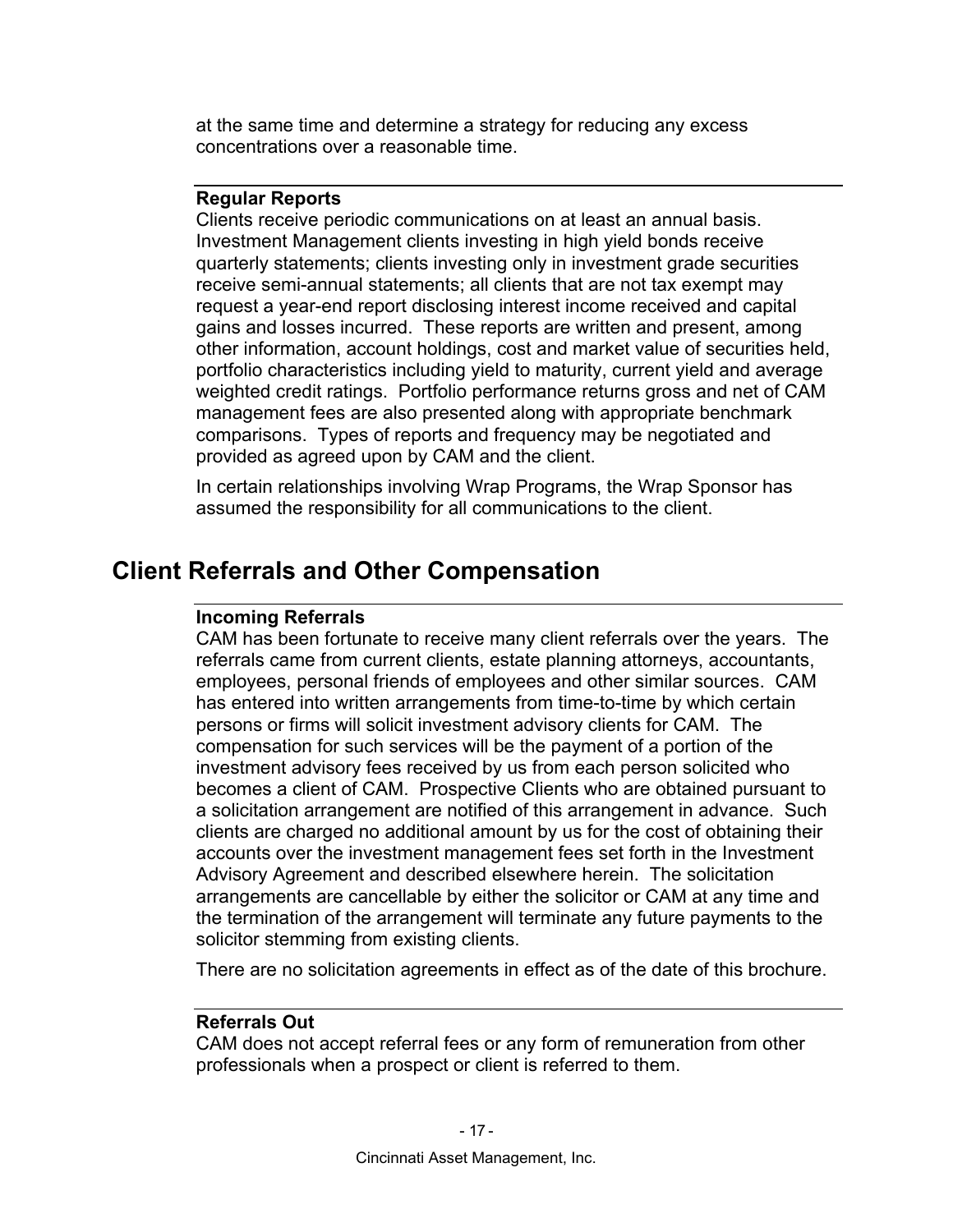at the same time and determine a strategy for reducing any excess concentrations over a reasonable time.

### Regular Reports

Clients receive periodic communications on at least an annual basis. Investment Management clients investing in high yield bonds receive quarterly statements; clients investing only in investment grade securities receive semi-annual statements; all clients that are not tax exempt may request a year-end report disclosing interest income received and capital gains and losses incurred. These reports are written and present, among other information, account holdings, cost and market value of securities held, portfolio characteristics including yield to maturity, current yield and average weighted credit ratings. Portfolio performance returns gross and net of CAM management fees are also presented along with appropriate benchmark comparisons. Types of reports and frequency may be negotiated and provided as agreed upon by CAM and the client.

In certain relationships involving Wrap Programs, the Wrap Sponsor has assumed the responsibility for all communications to the client.

## Client Referrals and Other Compensation

### Incoming Referrals

CAM has been fortunate to receive many client referrals over the years. The referrals came from current clients, estate planning attorneys, accountants, employees, personal friends of employees and other similar sources. CAM has entered into written arrangements from time-to-time by which certain persons or firms will solicit investment advisory clients for CAM. The compensation for such services will be the payment of a portion of the investment advisory fees received by us from each person solicited who becomes a client of CAM. Prospective Clients who are obtained pursuant to a solicitation arrangement are notified of this arrangement in advance. Such clients are charged no additional amount by us for the cost of obtaining their accounts over the investment management fees set forth in the Investment Advisory Agreement and described elsewhere herein. The solicitation arrangements are cancellable by either the solicitor or CAM at any time and the termination of the arrangement will terminate any future payments to the solicitor stemming from existing clients.

There are no solicitation agreements in effect as of the date of this brochure.

### Referrals Out

CAM does not accept referral fees or any form of remuneration from other professionals when a prospect or client is referred to them.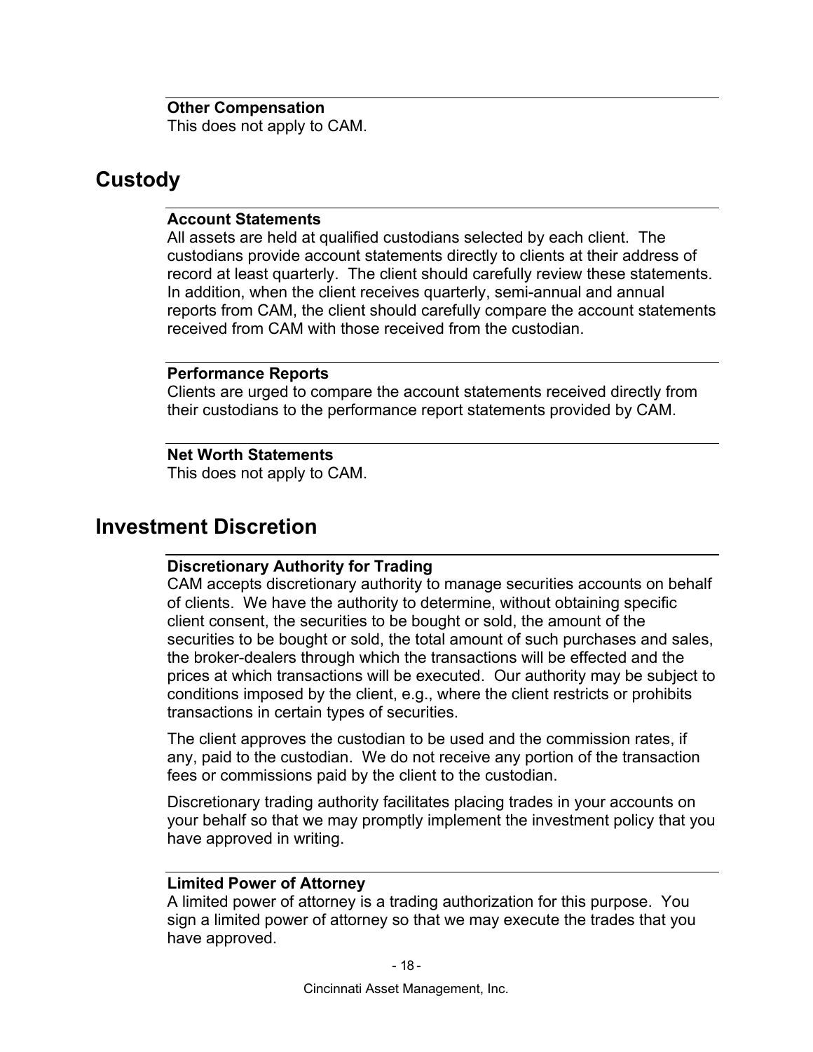### Other Compensation

This does not apply to CAM.

## Custody

### Account Statements

All assets are held at qualified custodians selected by each client. The custodians provide account statements directly to clients at their address of record at least quarterly. The client should carefully review these statements. In addition, when the client receives quarterly, semi-annual and annual reports from CAM, the client should carefully compare the account statements received from CAM with those received from the custodian.

### Performance Reports

Clients are urged to compare the account statements received directly from their custodians to the performance report statements provided by CAM.

### Net Worth Statements

This does not apply to CAM.

## Investment Discretion

### Discretionary Authority for Trading

CAM accepts discretionary authority to manage securities accounts on behalf of clients. We have the authority to determine, without obtaining specific client consent, the securities to be bought or sold, the amount of the securities to be bought or sold, the total amount of such purchases and sales, the broker-dealers through which the transactions will be effected and the prices at which transactions will be executed. Our authority may be subject to conditions imposed by the client, e.g., where the client restricts or prohibits transactions in certain types of securities.

The client approves the custodian to be used and the commission rates, if any, paid to the custodian. We do not receive any portion of the transaction fees or commissions paid by the client to the custodian.

Discretionary trading authority facilitates placing trades in your accounts on your behalf so that we may promptly implement the investment policy that you have approved in writing.

### Limited Power of Attorney

A limited power of attorney is a trading authorization for this purpose. You sign a limited power of attorney so that we may execute the trades that you have approved.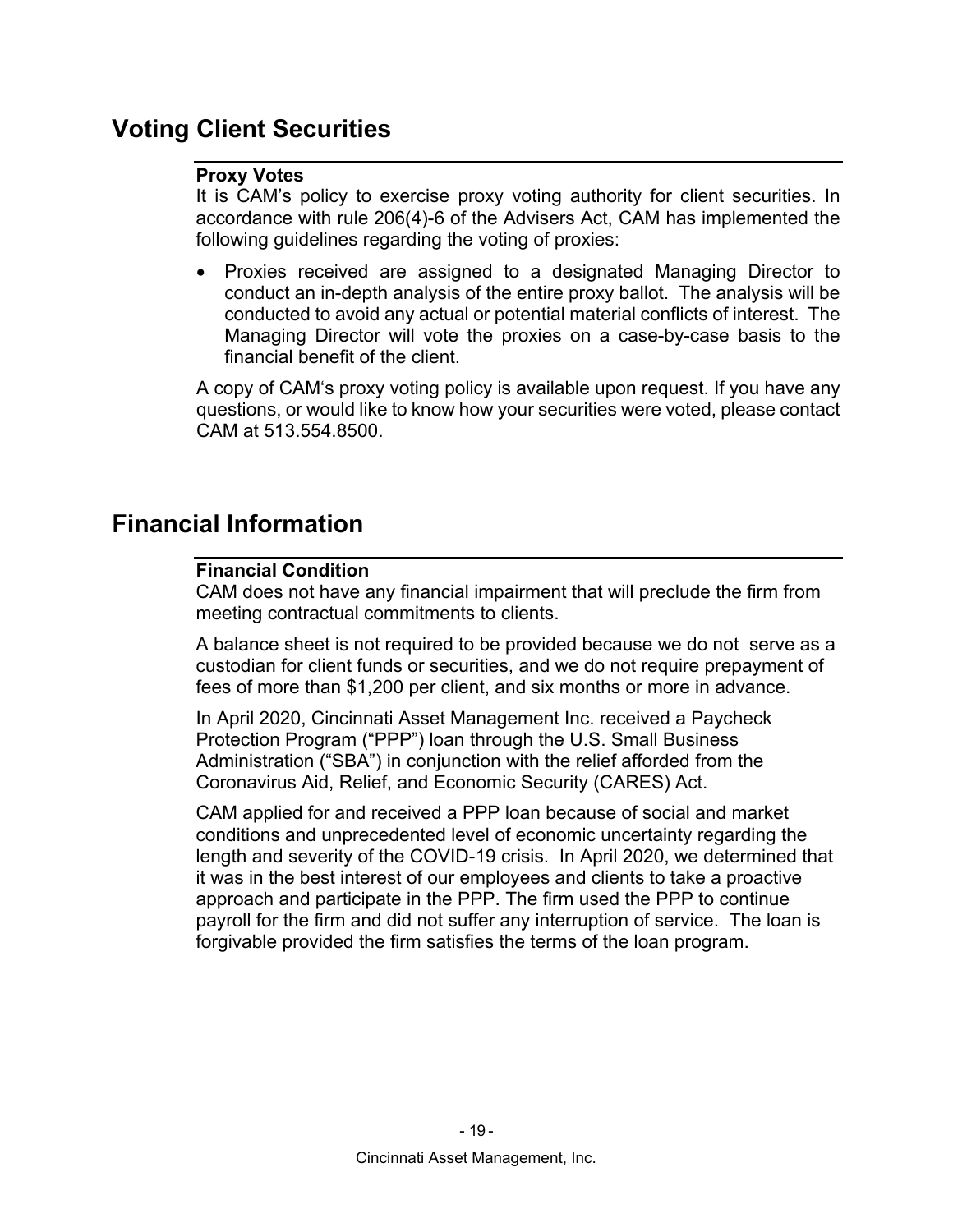## Voting Client Securities

### Proxy Votes

It is CAM's policy to exercise proxy voting authority for client securities. In accordance with rule 206(4)-6 of the Advisers Act, CAM has implemented the following guidelines regarding the voting of proxies:

- Proxies received are assigned to a designated Managing Director to conduct an in-depth analysis of the entire proxy ballot. The analysis will be conducted to avoid any actual or potential material conflicts of interest. The Managing Director will vote the proxies on a case-by-case basis to the financial benefit of the client.

A copy of CAM's proxy voting policy is available upon request. If you have any questions, or would like to know how your securities were voted, please contact CAM at 513.554.8500.

## Financial Information

### Financial Condition

CAM does not have any financial impairment that will preclude the firm from meeting contractual commitments to clients.

A balance sheet is not required to be provided because we do not serve as a custodian for client funds or securities, and we do not require prepayment of fees of more than $1,200 per client, and six months or more in advance.

In April 2020, Cincinnati Asset Management Inc. received a Paycheck Protection Program ("PPP") loan through the U.S. Small Business Administration ("SBA") in conjunction with the relief afforded from the Coronavirus Aid, Relief, and Economic Security (CARES) Act.

CAM applied for and received a PPP loan because of social and market conditions and unprecedented level of economic uncertainty regarding the length and severity of the COVID-19 crisis. In April 2020, we determined that it was in the best interest of our employees and clients to take a proactive approach and participate in the PPP. The firm used the PPP to continue payroll for the firm and did not suffer any interruption of service. The loan is forgivable provided the firm satisfies the terms of the loan program.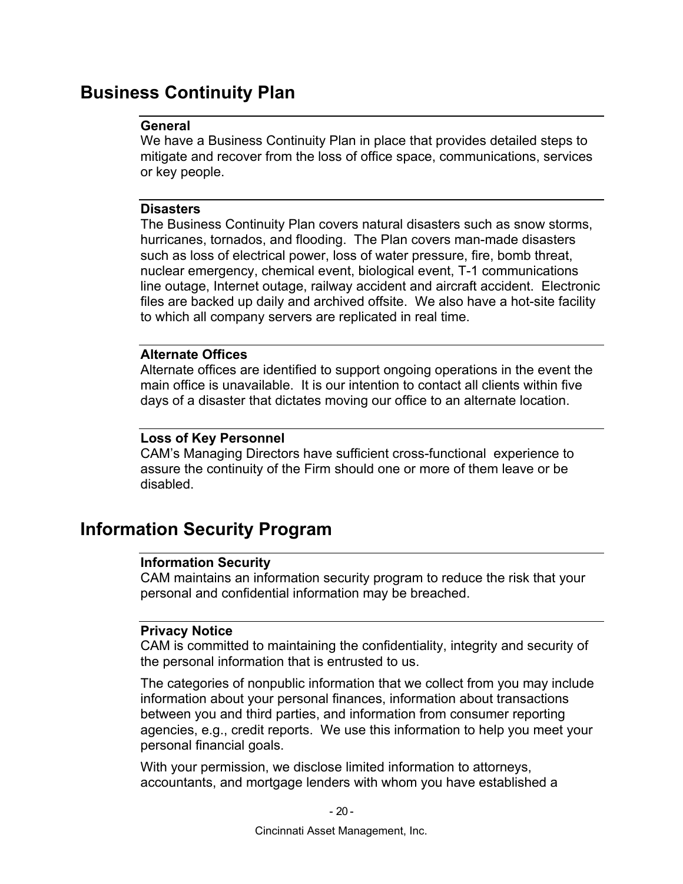## Business Continuity Plan

### General

We have a Business Continuity Plan in place that provides detailed steps to mitigate and recover from the loss of office space, communications, services or key people.

### Disasters

The Business Continuity Plan covers natural disasters such as snow storms, hurricanes, tornados, and flooding. The Plan covers man-made disasters such as loss of electrical power, loss of water pressure, fire, bomb threat, nuclear emergency, chemical event, biological event, T-1 communications line outage, Internet outage, railway accident and aircraft accident. Electronic files are backed up daily and archived offsite. We also have a hot-site facility to which all company servers are replicated in real time.

### Alternate Offices

Alternate offices are identified to support ongoing operations in the event the main office is unavailable. It is our intention to contact all clients within five days of a disaster that dictates moving our office to an alternate location.

### Loss of Key Personnel

CAM's Managing Directors have sufficient cross-functional experience to assure the continuity of the Firm should one or more of them leave or be disabled.

## Information Security Program

### Information Security

CAM maintains an information security program to reduce the risk that your personal and confidential information may be breached.

### Privacy Notice

CAM is committed to maintaining the confidentiality, integrity and security of the personal information that is entrusted to us.

The categories of nonpublic information that we collect from you may include information about your personal finances, information about transactions between you and third parties, and information from consumer reporting agencies, e.g., credit reports. We use this information to help you meet your personal financial goals.

With your permission, we disclose limited information to attorneys, accountants, and mortgage lenders with whom you have established a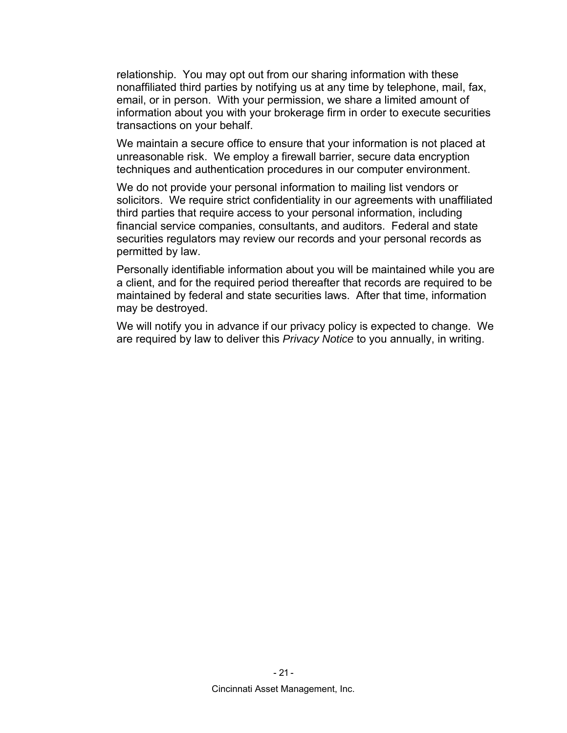relationship.  You may opt out from our sharing information with these nonaffiliated third parties by notifying us at any time by telephone, mail, fax, email, or in person.  With your permission, we share a limited amount of information about you with your brokerage firm in order to execute securities transactions on your behalf.

We maintain a secure office to ensure that your information is not placed at unreasonable risk.  We employ a firewall barrier, secure data encryption techniques and authentication procedures in our computer environment.

We do not provide your personal information to mailing list vendors or solicitors.  We require strict confidentiality in our agreements with unaffiliated third parties that require access to your personal information, including financial service companies, consultants, and auditors.  Federal and state securities regulators may review our records and your personal records as permitted by law.

Personally identifiable information about you will be maintained while you are a client, and for the required period thereafter that records are required to be maintained by federal and state securities laws.  After that time, information may be destroyed.

We will notify you in advance if our privacy policy is expected to change.  We are required by law to deliver this *Privacy Notice* to you annually, in writing.